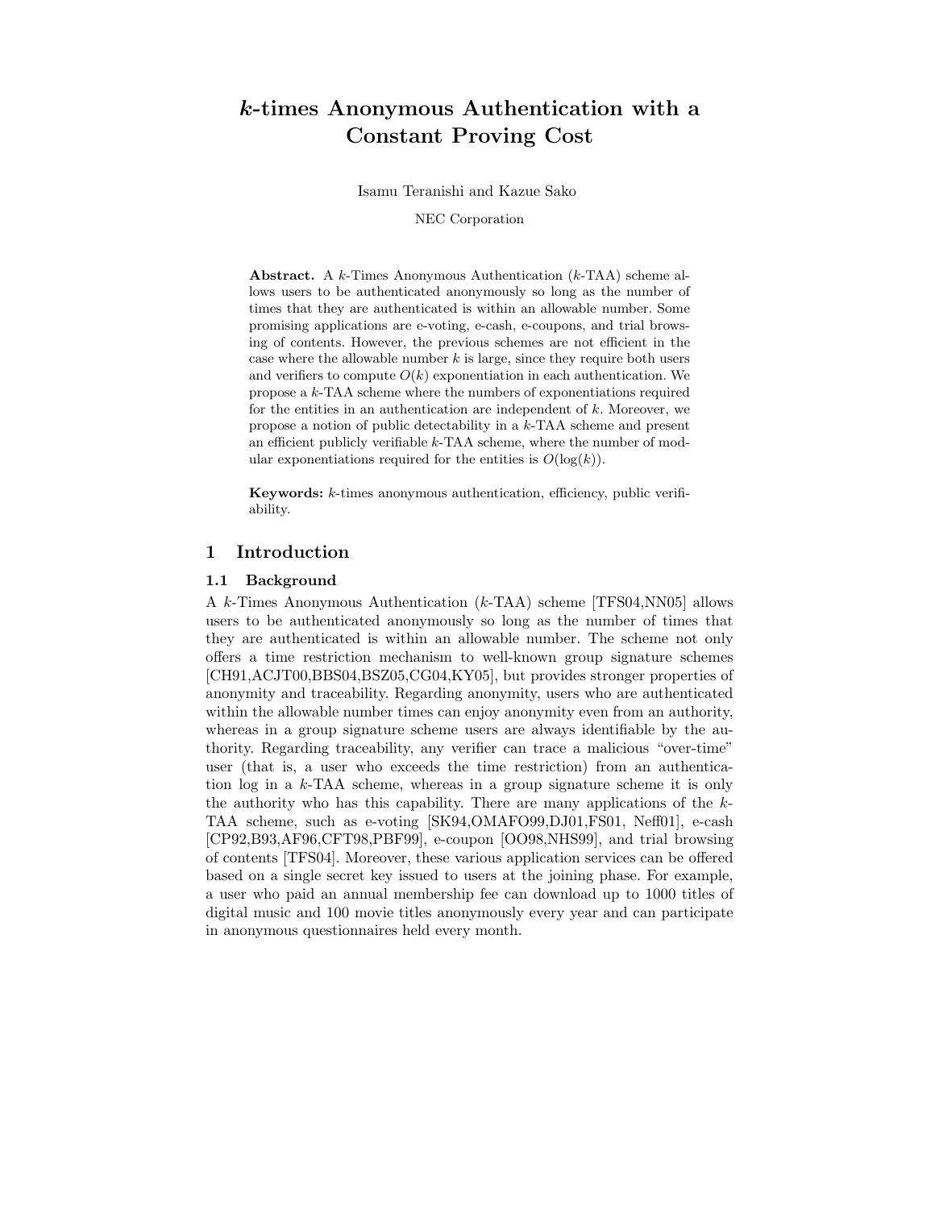# $k$-times Anonymous Authentication with a Constant Proving Cost

Isamu Teranishi and Kazue Sako

NEC Corporation

**Abstract.** A $k$-Times Anonymous Authentication ($k$-TAA) scheme allows users to be authenticated anonymously so long as the number of times that they are authenticated is within an allowable number. Some promising applications are e-voting, e-cash, e-coupons, and trial browsing of contents. However, the previous schemes are not efficient in the case where the allowable number $k$ is large, since they require both users and verifiers to compute $O(k)$ exponentiation in each authentication. We propose a $k$-TAA scheme where the numbers of exponentiations required for the entities in an authentication are independent of $k$. Moreover, we propose a notion of public detectability in a $k$-TAA scheme and present an efficient publicly verifiable $k$-TAA scheme, where the number of modular exponentiations required for the entities is $O(\log(k))$.

**Keywords:** $k$-times anonymous authentication, efficiency, public verifiability.

## 1 Introduction

### 1.1 Background

A $k$-Times Anonymous Authentication ($k$-TAA) scheme [TFS04,NN05] allows users to be authenticated anonymously so long as the number of times that they are authenticated is within an allowable number. The scheme not only offers a time restriction mechanism to well-known group signature schemes [CH91,ACJT00,BBS04,BSZ05,CG04,KY05], but provides stronger properties of anonymity and traceability. Regarding anonymity, users who are authenticated within the allowable number times can enjoy anonymity even from an authority, whereas in a group signature scheme users are always identifiable by the authority. Regarding traceability, any verifier can trace a malicious "over-time" user (that is, a user who exceeds the time restriction) from an authentication log in a $k$-TAA scheme, whereas in a group signature scheme it is only the authority who has this capability. There are many applications of the $k$-TAA scheme, such as e-voting [SK94,OMAFO99,DJ01,FS01, Neff01], e-cash [CP92,B93,AF96,CFT98,PBF99], e-coupon [OO98,NHS99], and trial browsing of contents [TFS04]. Moreover, these various application services can be offered based on a single secret key issued to users at the joining phase. For example, a user who paid an annual membership fee can download up to 1000 titles of digital music and 100 movie titles anonymously every year and can participate in anonymous questionnaires held every month.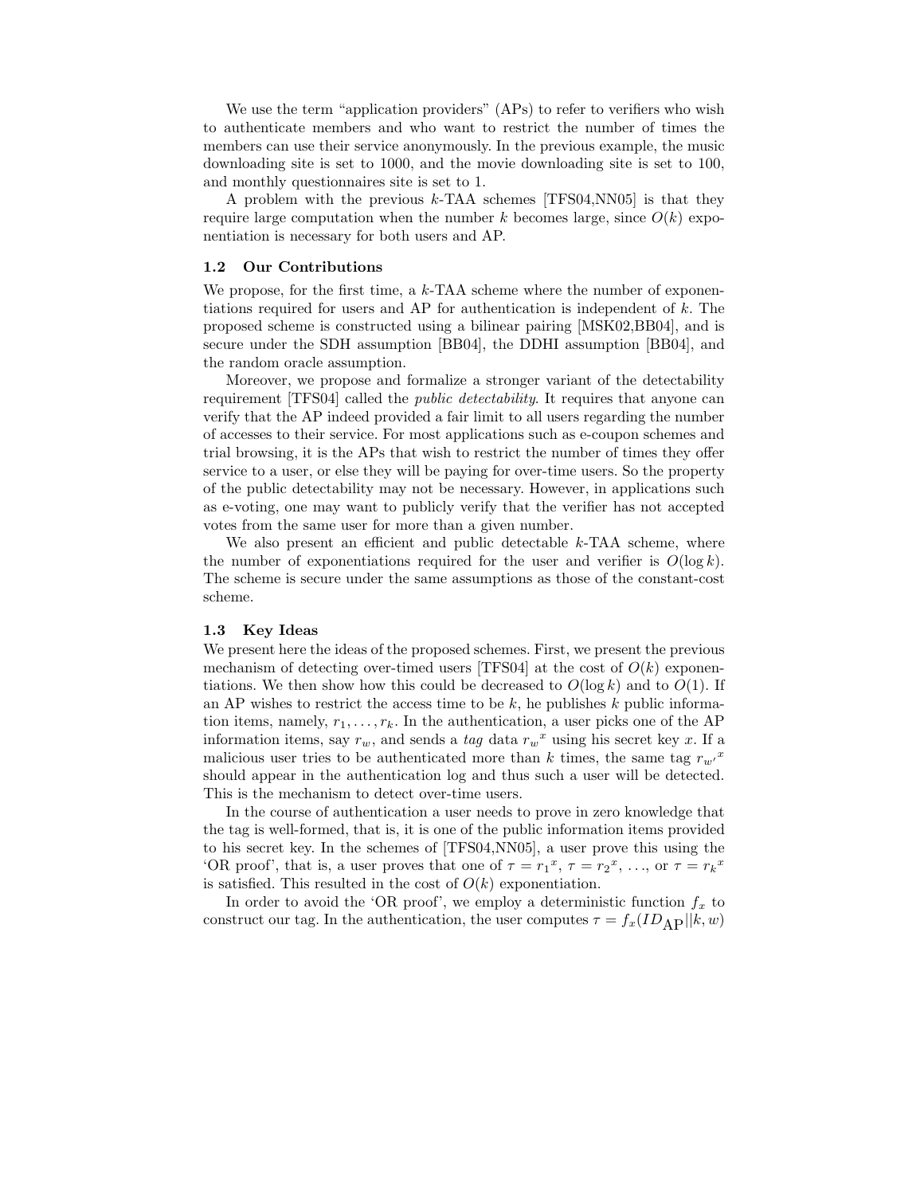We use the term "application providers" (APs) to refer to verifiers who wish to authenticate members and who want to restrict the number of times the members can use their service anonymously. In the previous example, the music downloading site is set to 1000, and the movie downloading site is set to 100, and monthly questionnaires site is set to 1.

A problem with the previous $k$-TAA schemes [TFS04,NN05] is that they require large computation when the number $k$ becomes large, since $O(k)$ exponentiation is necessary for both users and AP.

### 1.2 Our Contributions

We propose, for the first time, a $k$-TAA scheme where the number of exponentiations required for users and AP for authentication is independent of $k$. The proposed scheme is constructed using a bilinear pairing [MSK02,BB04], and is secure under the SDH assumption [BB04], the DDHI assumption [BB04], and the random oracle assumption.

Moreover, we propose and formalize a stronger variant of the detectability requirement [TFS04] called the *public detectability*. It requires that anyone can verify that the AP indeed provided a fair limit to all users regarding the number of accesses to their service. For most applications such as e-coupon schemes and trial browsing, it is the APs that wish to restrict the number of times they offer service to a user, or else they will be paying for over-time users. So the property of the public detectability may not be necessary. However, in applications such as e-voting, one may want to publicly verify that the verifier has not accepted votes from the same user for more than a given number.

We also present an efficient and public detectable $k$-TAA scheme, where the number of exponentiations required for the user and verifier is $O(\log k)$. The scheme is secure under the same assumptions as those of the constant-cost scheme.

### 1.3 Key Ideas

We present here the ideas of the proposed schemes. First, we present the previous mechanism of detecting over-timed users [TFS04] at the cost of $O(k)$ exponentiations. We then show how this could be decreased to $O(\log k)$ and to $O(1)$. If an AP wishes to restrict the access time to be $k$, he publishes $k$ public information items, namely, $r_1, \ldots, r_k$. In the authentication, a user picks one of the AP information items, say $r_w$, and sends a *tag* data ${r_w}^x$ using his secret key $x$. If a malicious user tries to be authenticated more than $k$ times, the same tag ${r_{w'}}^x$ should appear in the authentication log and thus such a user will be detected. This is the mechanism to detect over-time users.

In the course of authentication a user needs to prove in zero knowledge that the tag is well-formed, that is, it is one of the public information items provided to his secret key. In the schemes of [TFS04,NN05], a user prove this using the 'OR proof', that is, a user proves that one of $\tau = {r_1}^x$, $\tau = {r_2}^x$, ..., or $\tau = {r_k}^x$ is satisfied. This resulted in the cost of $O(k)$ exponentiation.

In order to avoid the 'OR proof', we employ a deterministic function $f_x$ to construct our tag. In the authentication, the user computes $\tau = f_x(ID_{\mathrm{AP}}||k, w)$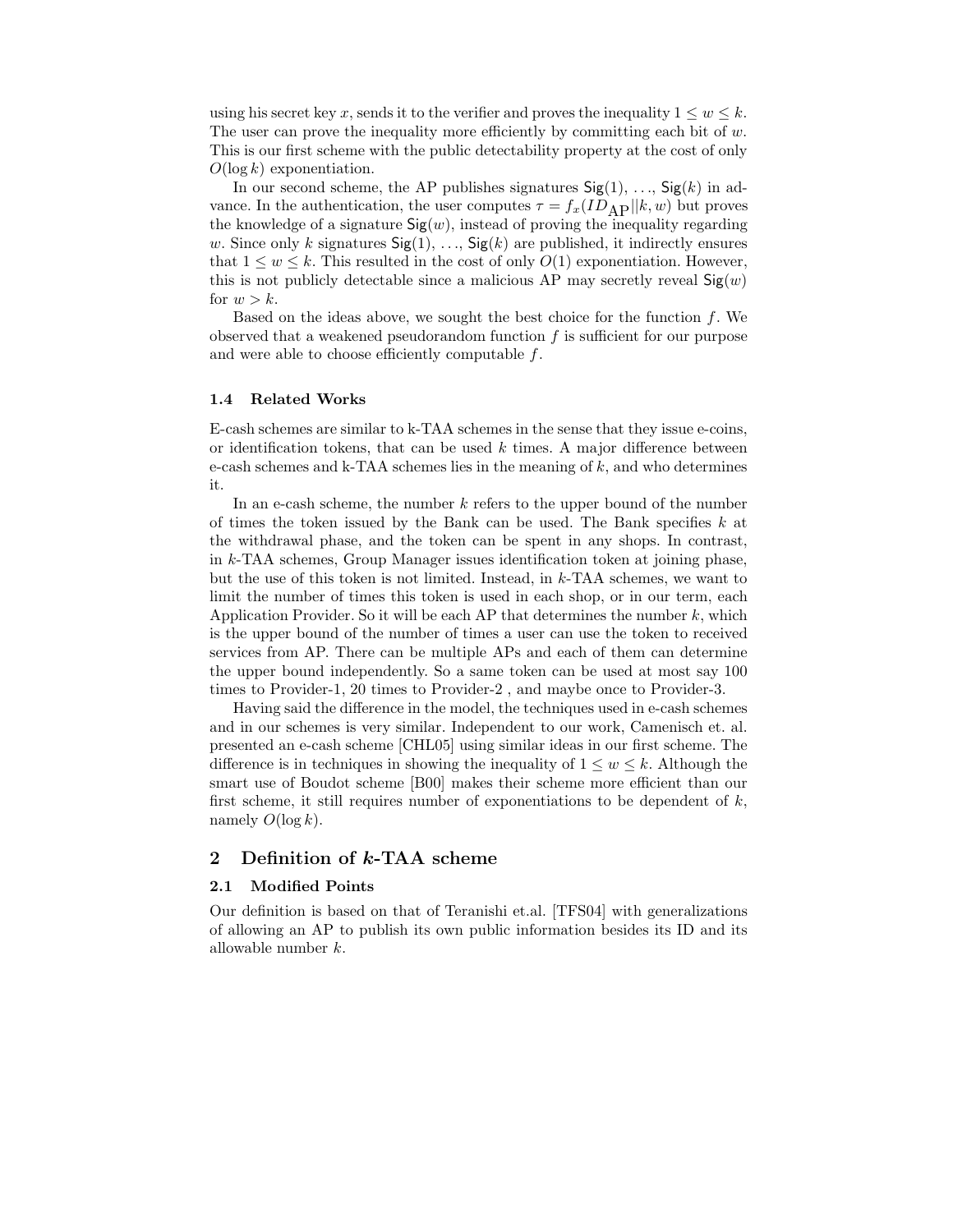using his secret key $x$, sends it to the verifier and proves the inequality $1 \leq w \leq k$. The user can prove the inequality more efficiently by committing each bit of $w$. This is our first scheme with the public detectability property at the cost of only $O(\log k)$ exponentiation.

In our second scheme, the AP publishes signatures $\mathsf{Sig}(1), \ldots, \mathsf{Sig}(k)$ in advance. In the authentication, the user computes $\tau = f_x(ID_{\mathrm{AP}}||k, w)$ but proves the knowledge of a signature $\mathsf{Sig}(w)$, instead of proving the inequality regarding $w$. Since only $k$ signatures $\mathsf{Sig}(1), \ldots, \mathsf{Sig}(k)$ are published, it indirectly ensures that $1 \leq w \leq k$. This resulted in the cost of only $O(1)$ exponentiation. However, this is not publicly detectable since a malicious AP may secretly reveal $\mathsf{Sig}(w)$ for $w > k$.

Based on the ideas above, we sought the best choice for the function $f$. We observed that a weakened pseudorandom function $f$ is sufficient for our purpose and were able to choose efficiently computable $f$.

### 1.4 Related Works

E-cash schemes are similar to k-TAA schemes in the sense that they issue e-coins, or identification tokens, that can be used $k$ times. A major difference between e-cash schemes and k-TAA schemes lies in the meaning of $k$, and who determines it.

In an e-cash scheme, the number $k$ refers to the upper bound of the number of times the token issued by the Bank can be used. The Bank specifies $k$ at the withdrawal phase, and the token can be spent in any shops. In contrast, in $k$-TAA schemes, Group Manager issues identification token at joining phase, but the use of this token is not limited. Instead, in $k$-TAA schemes, we want to limit the number of times this token is used in each shop, or in our term, each Application Provider. So it will be each AP that determines the number $k$, which is the upper bound of the number of times a user can use the token to received services from AP. There can be multiple APs and each of them can determine the upper bound independently. So a same token can be used at most say 100 times to Provider-1, 20 times to Provider-2 , and maybe once to Provider-3.

Having said the difference in the model, the techniques used in e-cash schemes and in our schemes is very similar. Independent to our work, Camenisch et. al. presented an e-cash scheme [CHL05] using similar ideas in our first scheme. The difference is in techniques in showing the inequality of $1 \leq w \leq k$. Although the smart use of Boudot scheme [B00] makes their scheme more efficient than our first scheme, it still requires number of exponentiations to be dependent of $k$, namely $O(\log k)$.

## 2 Definition of $k$-TAA scheme

### 2.1 Modified Points

Our definition is based on that of Teranishi et.al. [TFS04] with generalizations of allowing an AP to publish its own public information besides its ID and its allowable number $k$.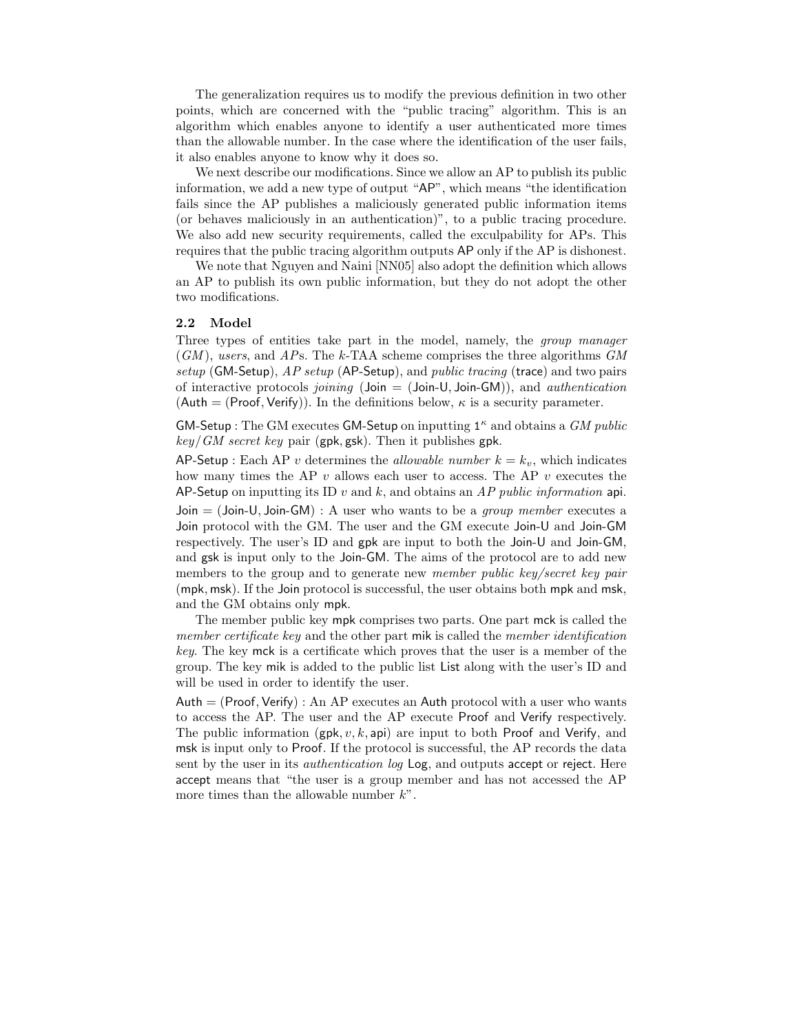The generalization requires us to modify the previous definition in two other points, which are concerned with the "public tracing" algorithm. This is an algorithm which enables anyone to identify a user authenticated more times than the allowable number. In the case where the identification of the user fails, it also enables anyone to know why it does so.

We next describe our modifications. Since we allow an AP to publish its public information, we add a new type of output "AP", which means "the identification fails since the AP publishes a maliciously generated public information items (or behaves maliciously in an authentication)", to a public tracing procedure. We also add new security requirements, called the exculpability for APs. This requires that the public tracing algorithm outputs AP only if the AP is dishonest.

We note that Nguyen and Naini [NN05] also adopt the definition which allows an AP to publish its own public information, but they do not adopt the other two modifications.

## 2.2 Model

Three types of entities take part in the model, namely, the *group manager* (*GM*), *users*, and *AP*s. The $k$-TAA scheme comprises the three algorithms *GM setup* (GM-Setup), *AP setup* (AP-Setup), and *public tracing* (trace) and two pairs of interactive protocols *joining* (Join = (Join-U, Join-GM)), and *authentication* (Auth = (Proof, Verify)). In the definitions below, $\kappa$ is a security parameter.

GM-Setup : The GM executes GM-Setup on inputting $1^\kappa$ and obtains a *GM public key/GM secret key* pair (gpk, gsk). Then it publishes gpk.

AP-Setup : Each AP $v$ determines the *allowable number* $k = k_v$, which indicates how many times the AP $v$ allows each user to access. The AP $v$ executes the AP-Setup on inputting its ID $v$ and $k$, and obtains an *AP public information* api.

Join = (Join-U, Join-GM) : A user who wants to be a *group member* executes a Join protocol with the GM. The user and the GM execute Join-U and Join-GM respectively. The user's ID and gpk are input to both the Join-U and Join-GM, and gsk is input only to the Join-GM. The aims of the protocol are to add new members to the group and to generate new *member public key/secret key pair* (mpk, msk). If the Join protocol is successful, the user obtains both mpk and msk, and the GM obtains only mpk.

The member public key mpk comprises two parts. One part mck is called the *member certificate key* and the other part mik is called the *member identification key*. The key mck is a certificate which proves that the user is a member of the group. The key mik is added to the public list List along with the user's ID and will be used in order to identify the user.

Auth = (Proof, Verify) : An AP executes an Auth protocol with a user who wants to access the AP. The user and the AP execute Proof and Verify respectively. The public information (gpk, $v$, $k$, api) are input to both Proof and Verify, and msk is input only to Proof. If the protocol is successful, the AP records the data sent by the user in its *authentication log* Log, and outputs accept or reject. Here accept means that "the user is a group member and has not accessed the AP more times than the allowable number $k$".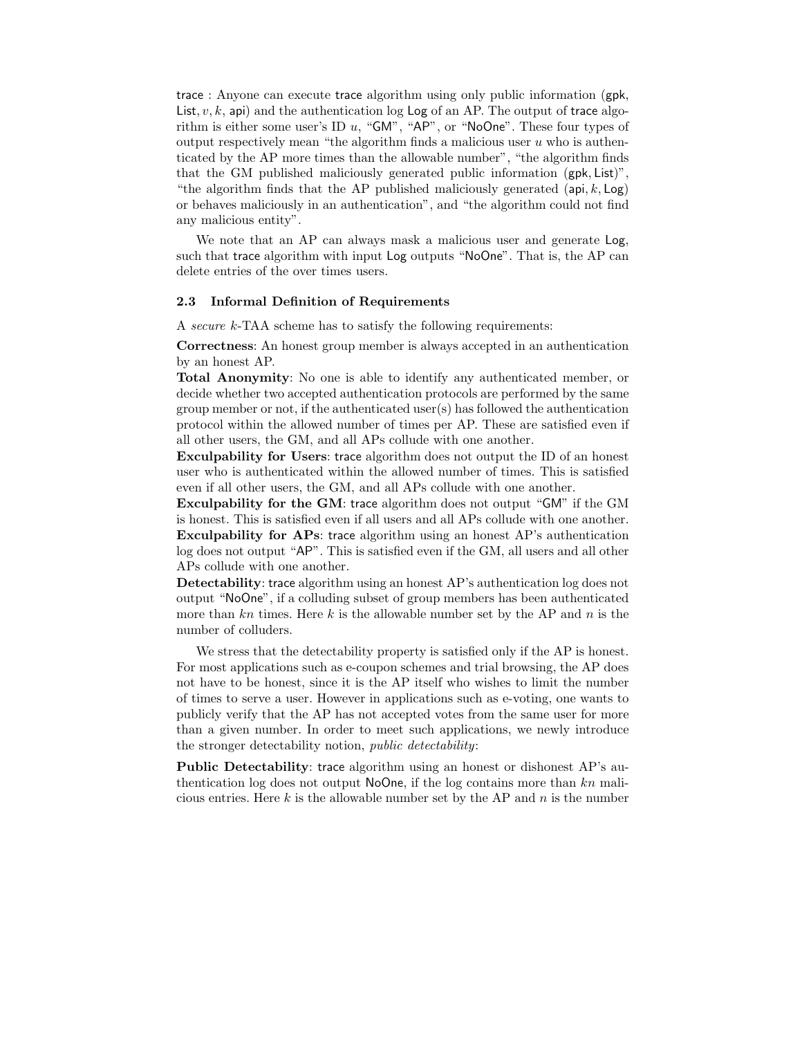trace : Anyone can execute trace algorithm using only public information (gpk, List, $v$, $k$, api) and the authentication log Log of an AP. The output of trace algorithm is either some user's ID $u$, "GM", "AP", or "NoOne". These four types of output respectively mean "the algorithm finds a malicious user $u$ who is authenticated by the AP more times than the allowable number", "the algorithm finds that the GM published maliciously generated public information (gpk, List)", "the algorithm finds that the AP published maliciously generated (api, $k$, Log) or behaves maliciously in an authentication", and "the algorithm could not find any malicious entity".

We note that an AP can always mask a malicious user and generate Log, such that trace algorithm with input Log outputs "NoOne". That is, the AP can delete entries of the over times users.

### 2.3 Informal Definition of Requirements

A *secure* $k$-TAA scheme has to satisfy the following requirements:

**Correctness**: An honest group member is always accepted in an authentication by an honest AP.

**Total Anonymity**: No one is able to identify any authenticated member, or decide whether two accepted authentication protocols are performed by the same group member or not, if the authenticated user(s) has followed the authentication protocol within the allowed number of times per AP. These are satisfied even if all other users, the GM, and all APs collude with one another.

**Exculpability for Users**: trace algorithm does not output the ID of an honest user who is authenticated within the allowed number of times. This is satisfied even if all other users, the GM, and all APs collude with one another.

**Exculpability for the GM**: trace algorithm does not output "GM" if the GM is honest. This is satisfied even if all users and all APs collude with one another.

**Exculpability for APs**: trace algorithm using an honest AP's authentication log does not output "AP". This is satisfied even if the GM, all users and all other APs collude with one another.

**Detectability**: trace algorithm using an honest AP's authentication log does not output "NoOne", if a colluding subset of group members has been authenticated more than $kn$ times. Here $k$ is the allowable number set by the AP and $n$ is the number of colluders.

We stress that the detectability property is satisfied only if the AP is honest. For most applications such as e-coupon schemes and trial browsing, the AP does not have to be honest, since it is the AP itself who wishes to limit the number of times to serve a user. However in applications such as e-voting, one wants to publicly verify that the AP has not accepted votes from the same user for more than a given number. In order to meet such applications, we newly introduce the stronger detectability notion, *public detectability*:

**Public Detectability**: trace algorithm using an honest or dishonest AP's authentication log does not output NoOne, if the log contains more than $kn$ malicious entries. Here $k$ is the allowable number set by the AP and $n$ is the number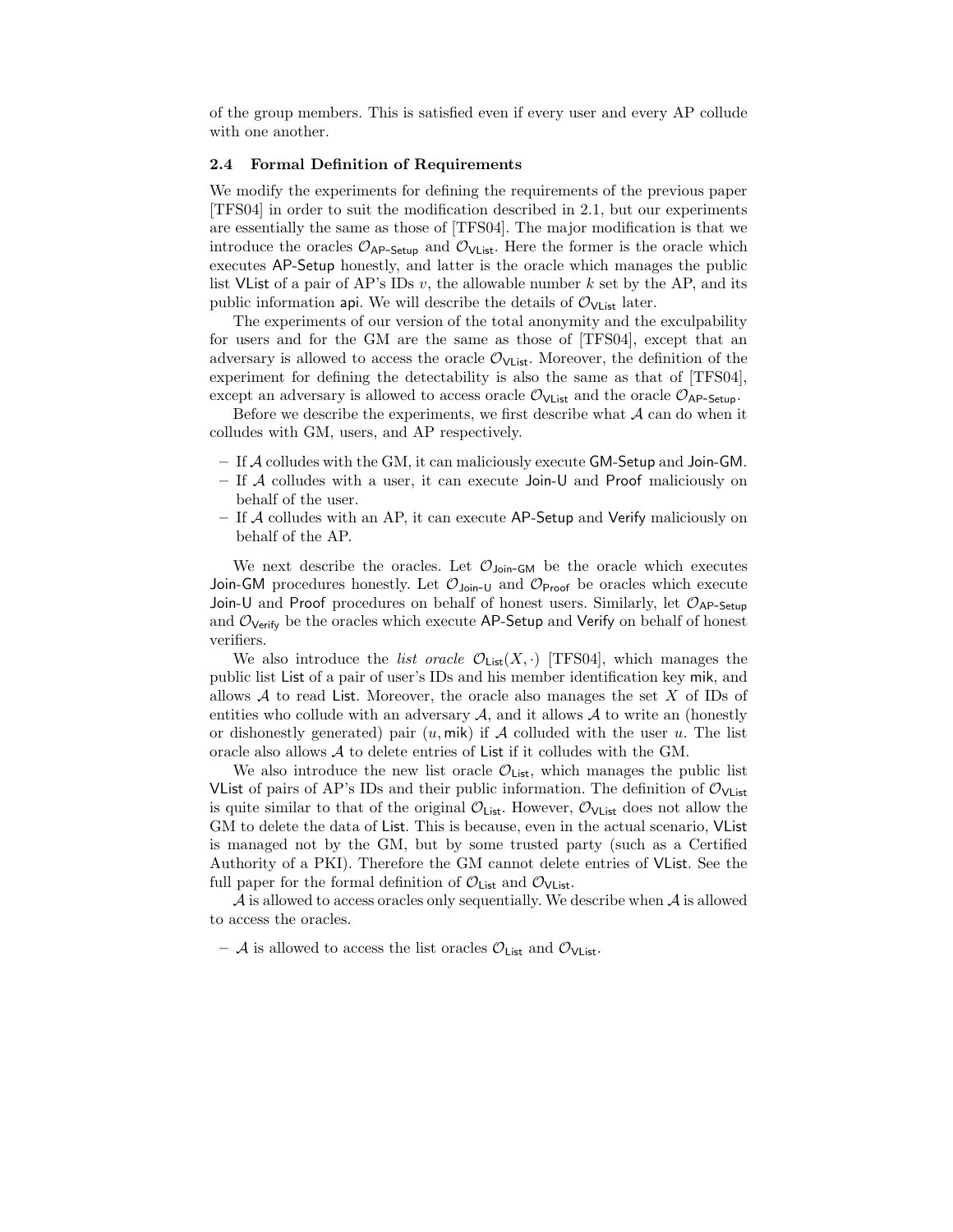of the group members. This is satisfied even if every user and every AP collude with one another.

### 2.4 Formal Definition of Requirements

We modify the experiments for defining the requirements of the previous paper [TFS04] in order to suit the modification described in 2.1, but our experiments are essentially the same as those of [TFS04]. The major modification is that we introduce the oracles $\mathcal{O}_{\mathsf{AP\text{-}Setup}}$ and $\mathcal{O}_{\mathsf{VList}}$. Here the former is the oracle which executes AP-Setup honestly, and latter is the oracle which manages the public list VList of a pair of AP's IDs $v$, the allowable number $k$ set by the AP, and its public information api. We will describe the details of $\mathcal{O}_{\mathsf{VList}}$ later.

The experiments of our version of the total anonymity and the exculpability for users and for the GM are the same as those of [TFS04], except that an adversary is allowed to access the oracle $\mathcal{O}_{\mathsf{VList}}$. Moreover, the definition of the experiment for defining the detectability is also the same as that of [TFS04], except an adversary is allowed to access oracle $\mathcal{O}_{\mathsf{VList}}$ and the oracle $\mathcal{O}_{\mathsf{AP\text{-}Setup}}$.

Before we describe the experiments, we first describe what $\mathcal{A}$ can do when it colludes with GM, users, and AP respectively.

- If $\mathcal{A}$ colludes with the GM, it can maliciously execute GM-Setup and Join-GM.
- If $\mathcal{A}$ colludes with a user, it can execute Join-U and Proof maliciously on behalf of the user.
- If $\mathcal{A}$ colludes with an AP, it can execute AP-Setup and Verify maliciously on behalf of the AP.

We next describe the oracles. Let $\mathcal{O}_{\mathsf{Join\text{-}GM}}$ be the oracle which executes Join-GM procedures honestly. Let $\mathcal{O}_{\mathsf{Join\text{-}U}}$ and $\mathcal{O}_{\mathsf{Proof}}$ be oracles which execute Join-U and Proof procedures on behalf of honest users. Similarly, let $\mathcal{O}_{\mathsf{AP\text{-}Setup}}$ and $\mathcal{O}_{\mathsf{Verify}}$ be the oracles which execute AP-Setup and Verify on behalf of honest verifiers.

We also introduce the *list oracle* $\mathcal{O}_{\mathsf{List}}(X, \cdot)$ [TFS04], which manages the public list List of a pair of user's IDs and his member identification key mik, and allows $\mathcal{A}$ to read List. Moreover, the oracle also manages the set $X$ of IDs of entities who collude with an adversary $\mathcal{A}$, and it allows $\mathcal{A}$ to write an (honestly or dishonestly generated) pair $(u, \mathsf{mik})$ if $\mathcal{A}$ colluded with the user $u$. The list oracle also allows $\mathcal{A}$ to delete entries of List if it colludes with the GM.

We also introduce the new list oracle $\mathcal{O}_{\mathsf{List}}$, which manages the public list VList of pairs of AP's IDs and their public information. The definition of $\mathcal{O}_{\mathsf{VList}}$ is quite similar to that of the original $\mathcal{O}_{\mathsf{List}}$. However, $\mathcal{O}_{\mathsf{VList}}$ does not allow the GM to delete the data of List. This is because, even in the actual scenario, VList is managed not by the GM, but by some trusted party (such as a Certified Authority of a PKI). Therefore the GM cannot delete entries of VList. See the full paper for the formal definition of $\mathcal{O}_{\mathsf{List}}$ and $\mathcal{O}_{\mathsf{VList}}$.

$\mathcal{A}$ is allowed to access oracles only sequentially. We describe when $\mathcal{A}$ is allowed to access the oracles.

- $\mathcal{A}$ is allowed to access the list oracles $\mathcal{O}_{\mathsf{List}}$ and $\mathcal{O}_{\mathsf{VList}}$.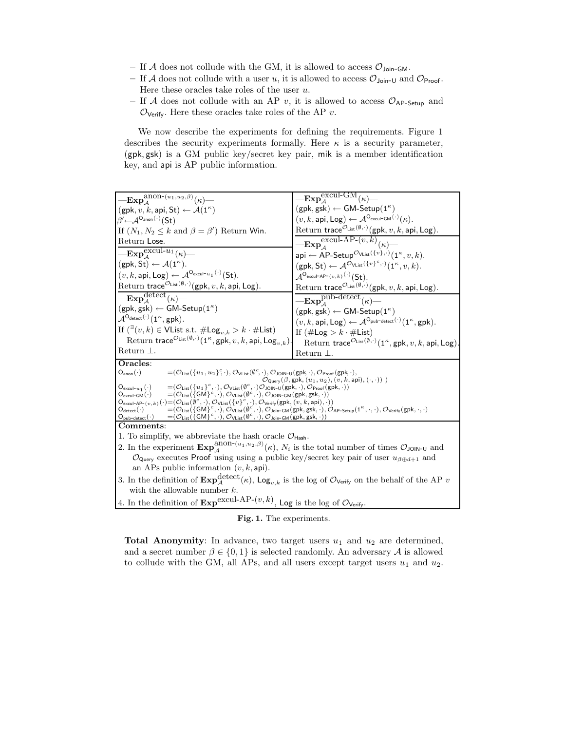– If $\mathcal{A}$ does not collude with the GM, it is allowed to access $\mathcal{O}_{\mathsf{Join\text{-}GM}}$.
– If $\mathcal{A}$ does not collude with a user $u$, it is allowed to access $\mathcal{O}_{\mathsf{Join\text{-}U}}$ and $\mathcal{O}_{\mathsf{Proof}}$. Here these oracles take roles of the user $u$.
– If $\mathcal{A}$ does not collude with an AP $v$, it is allowed to access $\mathcal{O}_{\mathsf{AP\text{-}Setup}}$ and $\mathcal{O}_{\mathsf{Verify}}$. Here these oracles take roles of the AP $v$.

We now describe the experiments for defining the requirements. Figure 1 describes the security experiments formally. Here $\kappa$ is a security parameter, $(\mathsf{gpk}, \mathsf{gsk})$ is a GM public key/secret key pair, $\mathsf{mik}$ is a member identification key, and $\mathsf{api}$ is AP public information.

—$\mathbf{Exp}_{\mathcal{A}}^{\text{anon-}(u_1,u_2,\beta)}(\kappa)$—
$(\mathsf{gpk}, v, k, \mathsf{api}, \mathsf{St}) \leftarrow \mathcal{A}(1^\kappa)$
$\beta' \leftarrow \mathcal{A}^{\mathsf{O}_{\mathsf{anon}}(\cdot)}(\mathsf{St})$
If $(N_1, N_2 \leq k$ and $\beta = \beta')$ Return Win.
Return Lose.

—$\mathbf{Exp}_{\mathcal{A}}^{\text{excul-}u_1}(\kappa)$—
$(\mathsf{gpk}, \mathsf{St}) \leftarrow \mathcal{A}(1^\kappa)$.
$(v, k, \mathsf{api}, \mathsf{Log}) \leftarrow \mathcal{A}^{\mathsf{O}_{\mathsf{excul\text{-}}u_1}(\cdot)}(\mathsf{St})$.
Return $\mathsf{trace}^{\mathcal{O}_{\mathsf{List}}(\emptyset,\cdot)}(\mathsf{gpk}, v, k, \mathsf{api}, \mathsf{Log})$.

—$\mathbf{Exp}_{\mathcal{A}}^{\text{detect}}(\kappa)$—
$(\mathsf{gpk}, \mathsf{gsk}) \leftarrow \mathsf{GM\text{-}Setup}(1^\kappa)$
$\mathcal{A}^{\mathsf{O}_{\mathsf{detect}}(\cdot)}(1^\kappa, \mathsf{gpk})$.
If $(^{\exists}(v,k) \in \mathsf{VList}$ s.t. $\#\mathsf{Log}_{v,k} > k \cdot \#\mathsf{List})$
  Return $\mathsf{trace}^{\mathcal{O}_{\mathsf{List}}(\emptyset,\cdot)}(1^\kappa, \mathsf{gpk}, v, k, \mathsf{api}, \mathsf{Log}_{v,k})$.
Return $\perp$.

—$\mathbf{Exp}_{\mathcal{A}}^{\text{excul-GM}}(\kappa)$—
$(\mathsf{gpk}, \mathsf{gsk}) \leftarrow \mathsf{GM\text{-}Setup}(1^\kappa)$
$(v, k, \mathsf{api}, \mathsf{Log}) \leftarrow \mathcal{A}^{\mathsf{O}_{\mathsf{excul\text{-}GM}}(\cdot)}(\kappa)$.
Return $\mathsf{trace}^{\mathcal{O}_{\mathsf{List}}(\emptyset,\cdot)}(\mathsf{gpk}, v, k, \mathsf{api}, \mathsf{Log})$.

—$\mathbf{Exp}_{\mathcal{A}}^{\text{excul-AP-}(v,k)}(\kappa)$—
$\mathsf{api} \leftarrow \mathsf{AP\text{-}Setup}^{\mathcal{O}_{\mathsf{VList}}(\{v\},\cdot)}(1^\kappa, v, k)$.
$(\mathsf{gpk}, \mathsf{St}) \leftarrow \mathcal{A}^{\mathcal{O}_{\mathsf{VList}}(\{v\}^c,\cdot)}(1^\kappa, v, k)$.
$\mathcal{A}^{\mathsf{O}_{\mathsf{excul\text{-}AP\text{-}}(v,k)}(\cdot)}(\mathsf{St})$.
Return $\mathsf{trace}^{\mathcal{O}_{\mathsf{List}}(\emptyset,\cdot)}(\mathsf{gpk}, v, k, \mathsf{api}, \mathsf{Log})$.

—$\mathbf{Exp}_{\mathcal{A}}^{\text{pub-detect}}(\kappa)$—
$(\mathsf{gpk}, \mathsf{gsk}) \leftarrow \mathsf{GM\text{-}Setup}(1^\kappa)$
$(v, k, \mathsf{api}, \mathsf{Log}) \leftarrow \mathcal{A}^{\mathsf{O}_{\mathsf{pub\text{-}detect}}(\cdot)}(1^\kappa, \mathsf{gpk})$.
If $(\#\mathsf{Log} > k \cdot \#\mathsf{List})$
  Return $\mathsf{trace}^{\mathcal{O}_{\mathsf{List}}(\emptyset,\cdot)}(1^\kappa, \mathsf{gpk}, v, k, \mathsf{api}, \mathsf{Log})$.
Return $\perp$.

**Oracles**:

$\mathsf{O}_{\mathsf{anon}}(\cdot) = (\mathcal{O}_{\mathsf{List}}(\{u_1,u_2\}^c,\cdot), \mathcal{O}_{\mathsf{VList}}(\emptyset^c,\cdot), \mathcal{O}_{\mathsf{JOIN\text{-}U}}(\mathsf{gpk},\cdot), \mathcal{O}_{\mathsf{Proof}}(\mathsf{gpk},\cdot), \mathcal{O}_{\mathsf{Query}}(\beta, \mathsf{gpk}, (u_1,u_2), (v,k,\mathsf{api}), (\cdot,\cdot)))$
$\mathsf{O}_{\mathsf{excul\text{-}}u_1}(\cdot) = (\mathcal{O}_{\mathsf{List}}(\{u_1\}^c,\cdot), \mathcal{O}_{\mathsf{VList}}(\emptyset^c,\cdot)\mathcal{O}_{\mathsf{JOIN\text{-}U}}(\mathsf{gpk},\cdot), \mathcal{O}_{\mathsf{Proof}}(\mathsf{gpk},\cdot))$
$\mathsf{O}_{\mathsf{excul\text{-}GM}}(\cdot) = (\mathcal{O}_{\mathsf{List}}(\{\mathsf{GM}\}^c,\cdot), \mathcal{O}_{\mathsf{VList}}(\emptyset^c,\cdot), \mathcal{O}_{\mathsf{JOIN\text{-}GM}}(\mathsf{gpk},\mathsf{gsk},\cdot))$
$\mathsf{O}_{\mathsf{excul\text{-}AP\text{-}}(v,k)}(\cdot) = (\mathcal{O}_{\mathsf{List}}(\emptyset^c,\cdot), \mathcal{O}_{\mathsf{VList}}(\{v\}^c,\cdot), \mathcal{O}_{\mathsf{Verify}}(\mathsf{gpk},(v,k,\mathsf{api}),\cdot))$
$\mathsf{O}_{\mathsf{detect}}(\cdot) = (\mathcal{O}_{\mathsf{List}}(\{\mathsf{GM}\}^c,\cdot), \mathcal{O}_{\mathsf{VList}}(\emptyset^c,\cdot), \mathcal{O}_{\mathsf{Join\text{-}GM}}(\mathsf{gpk},\mathsf{gsk},\cdot), \mathcal{O}_{\mathsf{AP\text{-}Setup}}(1^\kappa,\cdot,\cdot), \mathcal{O}_{\mathsf{Verify}}(\mathsf{gpk},\cdot,\cdot))$
$\mathsf{O}_{\mathsf{pub\text{-}detect}}(\cdot) = (\mathcal{O}_{\mathsf{List}}(\{\mathsf{GM}\}^c,\cdot), \mathcal{O}_{\mathsf{VList}}(\emptyset^c,\cdot), \mathcal{O}_{\mathsf{Join\text{-}GM}}(\mathsf{gpk},\mathsf{gsk},\cdot))$

**Comments**:

1. To simplify, we abbreviate the hash oracle $\mathcal{O}_{\mathsf{Hash}}$.
2. In the experiment $\mathbf{Exp}_{\mathcal{A}}^{\text{anon-}(u_1,u_2,\beta)}(\kappa)$, $N_i$ is the total number of times $\mathcal{O}_{\mathsf{JOIN\text{-}U}}$ and $\mathcal{O}_{\mathsf{Query}}$ executes $\mathsf{Proof}$ using using a public key/secret key pair of user $u_{\beta \oplus d+1}$ and an APs public information $(v, k, \mathsf{api})$.
3. In the definition of $\mathbf{Exp}_{\mathcal{A}}^{\text{detect}}(\kappa)$, $\mathsf{Log}_{v,k}$ is the log of $\mathcal{O}_{\mathsf{Verify}}$ on the behalf of the AP $v$ with the allowable number $k$.
4. In the definition of $\mathbf{Exp}^{\text{excul-AP-}(v,k)}$, $\mathsf{Log}$ is the log of $\mathcal{O}_{\mathsf{Verify}}$.

**Fig. 1.** The experiments.

**Total Anonymity**: In advance, two target users $u_1$ and $u_2$ are determined, and a secret number $\beta \in \{0, 1\}$ is selected randomly. An adversary $\mathcal{A}$ is allowed to collude with the GM, all APs, and all users except target users $u_1$ and $u_2$.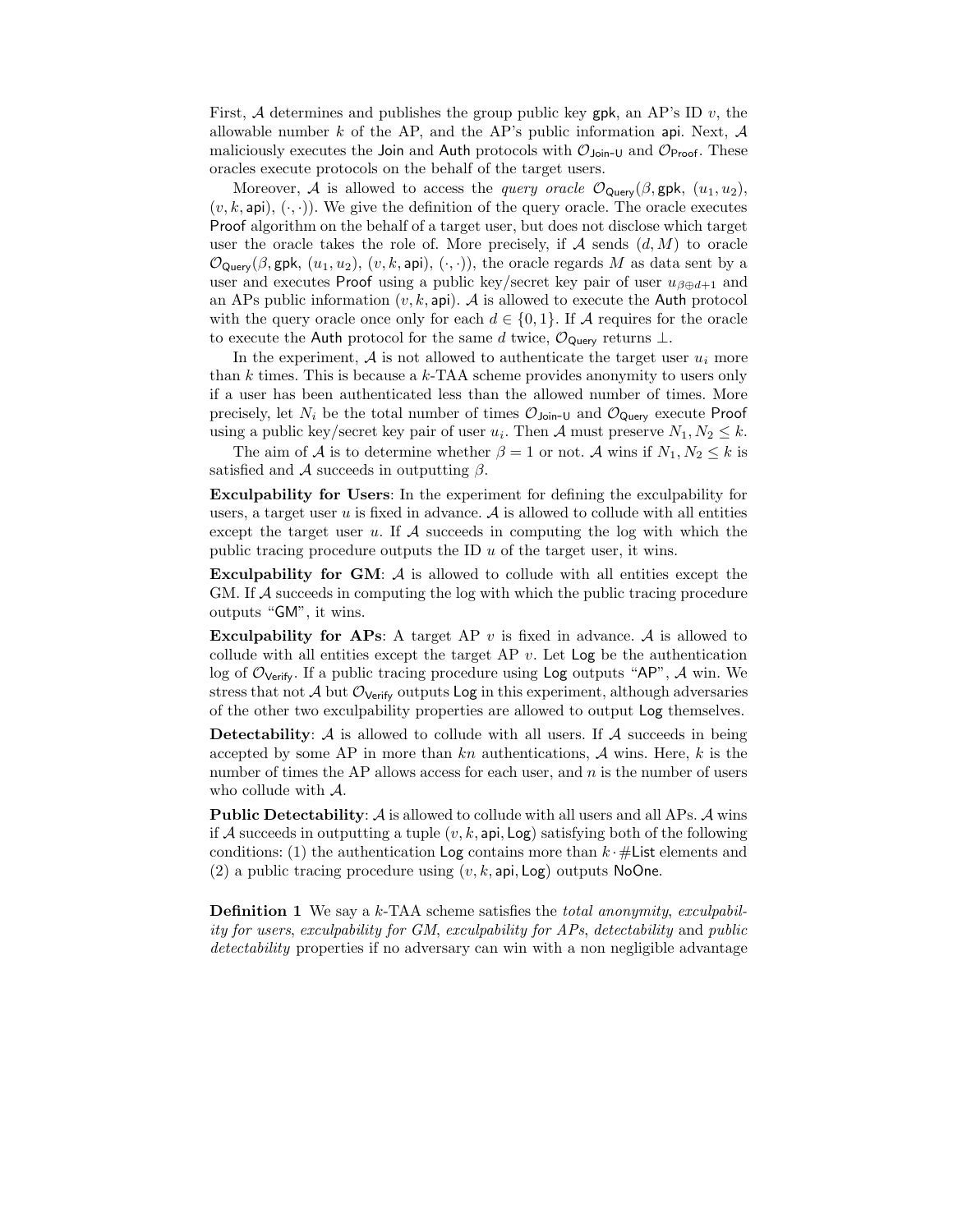First, $\mathcal{A}$ determines and publishes the group public key $\mathsf{gpk}$, an AP's ID $v$, the allowable number $k$ of the AP, and the AP's public information $\mathsf{api}$. Next, $\mathcal{A}$ maliciously executes the $\mathsf{Join}$ and $\mathsf{Auth}$ protocols with $\mathcal{O}_{\mathsf{Join\text{-}U}}$ and $\mathcal{O}_{\mathsf{Proof}}$. These oracles execute protocols on the behalf of the target users.

Moreover, $\mathcal{A}$ is allowed to access the *query oracle* $\mathcal{O}_{\mathsf{Query}}(\beta, \mathsf{gpk},\ (u_1, u_2),\ (v, k, \mathsf{api}),\ (\cdot, \cdot))$. We give the definition of the query oracle. The oracle executes $\mathsf{Proof}$ algorithm on the behalf of a target user, but does not disclose which target user the oracle takes the role of. More precisely, if $\mathcal{A}$ sends $(d, M)$ to oracle $\mathcal{O}_{\mathsf{Query}}(\beta, \mathsf{gpk},\ (u_1, u_2),\ (v, k, \mathsf{api}),\ (\cdot, \cdot))$, the oracle regards $M$ as data sent by a user and executes $\mathsf{Proof}$ using a public key/secret key pair of user $u_{\beta \oplus d+1}$ and an APs public information $(v, k, \mathsf{api})$. $\mathcal{A}$ is allowed to execute the $\mathsf{Auth}$ protocol with the query oracle once only for each $d \in \{0, 1\}$. If $\mathcal{A}$ requires for the oracle to execute the $\mathsf{Auth}$ protocol for the same $d$ twice, $\mathcal{O}_{\mathsf{Query}}$ returns $\perp$.

In the experiment, $\mathcal{A}$ is not allowed to authenticate the target user $u_i$ more than $k$ times. This is because a $k$-TAA scheme provides anonymity to users only if a user has been authenticated less than the allowed number of times. More precisely, let $N_i$ be the total number of times $\mathcal{O}_{\mathsf{Join\text{-}U}}$ and $\mathcal{O}_{\mathsf{Query}}$ execute $\mathsf{Proof}$ using a public key/secret key pair of user $u_i$. Then $\mathcal{A}$ must preserve $N_1, N_2 \leq k$.

The aim of $\mathcal{A}$ is to determine whether $\beta = 1$ or not. $\mathcal{A}$ wins if $N_1, N_2 \leq k$ is satisfied and $\mathcal{A}$ succeeds in outputting $\beta$.

**Exculpability for Users**: In the experiment for defining the exculpability for users, a target user $u$ is fixed in advance. $\mathcal{A}$ is allowed to collude with all entities except the target user $u$. If $\mathcal{A}$ succeeds in computing the log with which the public tracing procedure outputs the ID $u$ of the target user, it wins.

**Exculpability for GM**: $\mathcal{A}$ is allowed to collude with all entities except the GM. If $\mathcal{A}$ succeeds in computing the log with which the public tracing procedure outputs "$\mathsf{GM}$", it wins.

**Exculpability for APs**: A target AP $v$ is fixed in advance. $\mathcal{A}$ is allowed to collude with all entities except the target AP $v$. Let $\mathsf{Log}$ be the authentication log of $\mathcal{O}_{\mathsf{Verify}}$. If a public tracing procedure using $\mathsf{Log}$ outputs "$\mathsf{AP}$", $\mathcal{A}$ win. We stress that not $\mathcal{A}$ but $\mathcal{O}_{\mathsf{Verify}}$ outputs $\mathsf{Log}$ in this experiment, although adversaries of the other two exculpability properties are allowed to output $\mathsf{Log}$ themselves.

**Detectability**: $\mathcal{A}$ is allowed to collude with all users. If $\mathcal{A}$ succeeds in being accepted by some AP in more than $kn$ authentications, $\mathcal{A}$ wins. Here, $k$ is the number of times the AP allows access for each user, and $n$ is the number of users who collude with $\mathcal{A}$.

**Public Detectability**: $\mathcal{A}$ is allowed to collude with all users and all APs. $\mathcal{A}$ wins if $\mathcal{A}$ succeeds in outputting a tuple $(v, k, \mathsf{api}, \mathsf{Log})$ satisfying both of the following conditions: (1) the authentication $\mathsf{Log}$ contains more than $k \cdot \#\mathsf{List}$ elements and (2) a public tracing procedure using $(v, k, \mathsf{api}, \mathsf{Log})$ outputs $\mathsf{NoOne}$.

**Definition 1** *We say a $k$-TAA scheme satisfies the total anonymity, exculpability for users, exculpability for GM, exculpability for APs, detectability and public detectability properties if no adversary can win with a non negligible advantage*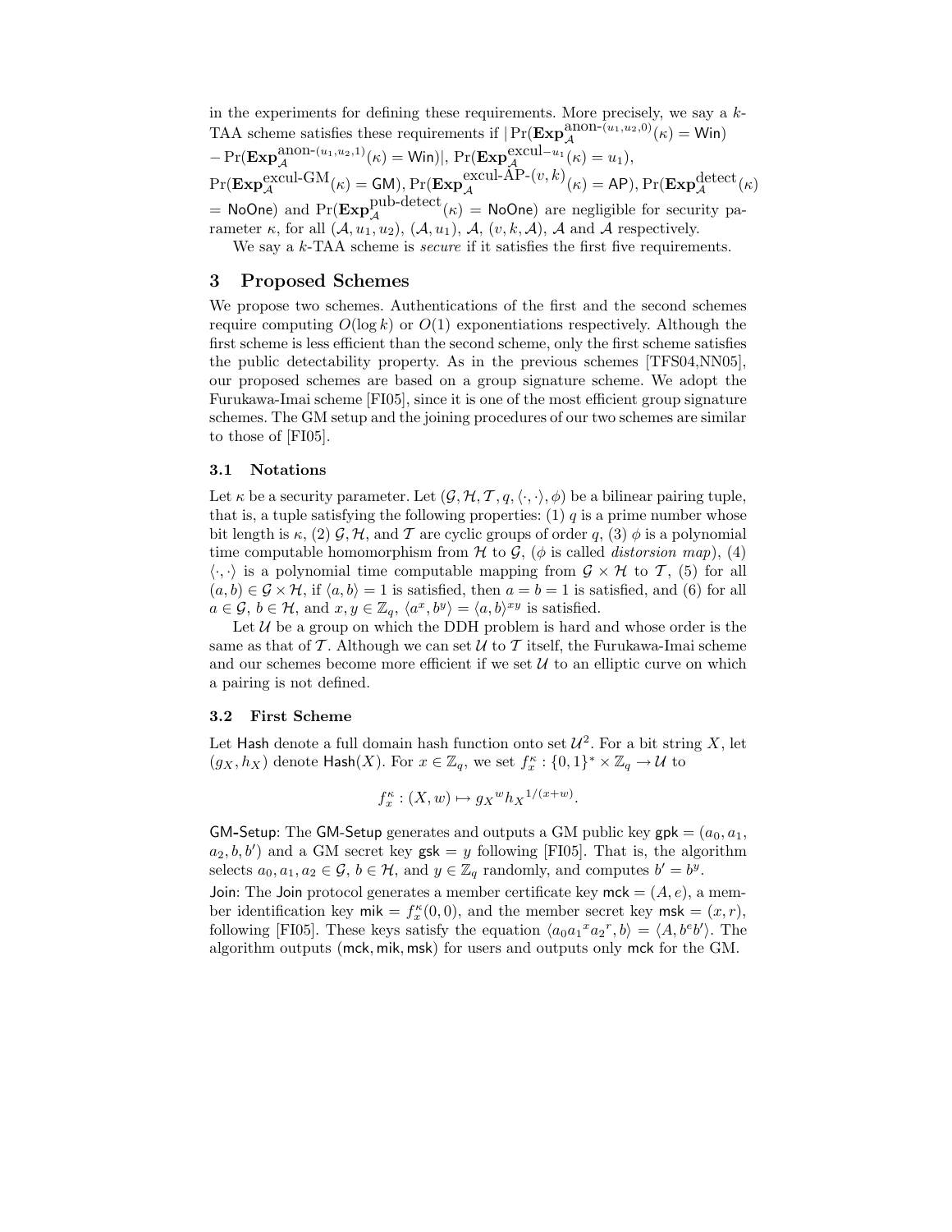in the experiments for defining these requirements. More precisely, we say a $k$-TAA scheme satisfies these requirements if $|\Pr(\mathbf{Exp}_{\mathcal{A}}^{\text{anon-}(u_1,u_2,0)}(\kappa) = \mathsf{Win}) - \Pr(\mathbf{Exp}_{\mathcal{A}}^{\text{anon-}(u_1,u_2,1)}(\kappa) = \mathsf{Win})|$, $\Pr(\mathbf{Exp}_{\mathcal{A}}^{\text{excul}-u_1}(\kappa) = u_1)$, $\Pr(\mathbf{Exp}_{\mathcal{A}}^{\text{excul-GM}}(\kappa) = \mathsf{GM})$, $\Pr(\mathbf{Exp}_{\mathcal{A}}^{\text{excul-AP-}(v,k)}(\kappa) = \mathsf{AP})$, $\Pr(\mathbf{Exp}_{\mathcal{A}}^{\text{detect}}(\kappa) = \mathsf{NoOne})$ and $\Pr(\mathbf{Exp}_{\mathcal{A}}^{\text{pub-detect}}(\kappa) = \mathsf{NoOne})$ are negligible for security parameter $\kappa$, for all $(\mathcal{A}, u_1, u_2)$, $(\mathcal{A}, u_1)$, $\mathcal{A}$, $(v, k, \mathcal{A})$, $\mathcal{A}$ and $\mathcal{A}$ respectively.

We say a $k$-TAA scheme is *secure* if it satisfies the first five requirements.

## 3 Proposed Schemes

We propose two schemes. Authentications of the first and the second schemes require computing $O(\log k)$ or $O(1)$ exponentiations respectively. Although the first scheme is less efficient than the second scheme, only the first scheme satisfies the public detectability property. As in the previous schemes [TFS04,NN05], our proposed schemes are based on a group signature scheme. We adopt the Furukawa-Imai scheme [FI05], since it is one of the most efficient group signature schemes. The GM setup and the joining procedures of our two schemes are similar to those of [FI05].

### 3.1 Notations

Let $\kappa$ be a security parameter. Let $(\mathcal{G}, \mathcal{H}, \mathcal{T}, q, \langle\cdot,\cdot\rangle, \phi)$ be a bilinear pairing tuple, that is, a tuple satisfying the following properties: (1) $q$ is a prime number whose bit length is $\kappa$, (2) $\mathcal{G}, \mathcal{H}$, and $\mathcal{T}$ are cyclic groups of order $q$, (3) $\phi$ is a polynomial time computable homomorphism from $\mathcal{H}$ to $\mathcal{G}$, ($\phi$ is called *distorsion map*), (4) $\langle\cdot,\cdot\rangle$ is a polynomial time computable mapping from $\mathcal{G} \times \mathcal{H}$ to $\mathcal{T}$, (5) for all $(a, b) \in \mathcal{G} \times \mathcal{H}$, if $\langle a, b\rangle = 1$ is satisfied, then $a = b = 1$ is satisfied, and (6) for all $a \in \mathcal{G}$, $b \in \mathcal{H}$, and $x, y \in \mathbb{Z}_q$, $\langle a^x, b^y\rangle = \langle a, b\rangle^{xy}$ is satisfied.

Let $\mathcal{U}$ be a group on which the DDH problem is hard and whose order is the same as that of $\mathcal{T}$. Although we can set $\mathcal{U}$ to $\mathcal{T}$ itself, the Furukawa-Imai scheme and our schemes become more efficient if we set $\mathcal{U}$ to an elliptic curve on which a pairing is not defined.

### 3.2 First Scheme

Let $\mathsf{Hash}$ denote a full domain hash function onto set $\mathcal{U}^2$. For a bit string $X$, let $(g_X, h_X)$ denote $\mathsf{Hash}(X)$. For $x \in \mathbb{Z}_q$, we set $f_x^\kappa : \{0,1\}^* \times \mathbb{Z}_q \to \mathcal{U}$ to

$$f_x^\kappa : (X, w) \mapsto {g_X}^w {h_X}^{1/(x+w)}.$$

$\mathsf{GM}$-$\mathsf{Setup}$: The $\mathsf{GM}$-$\mathsf{Setup}$ generates and outputs a GM public key $\mathsf{gpk} = (a_0, a_1, a_2, b, b')$ and a GM secret key $\mathsf{gsk} = y$ following [FI05]. That is, the algorithm selects $a_0, a_1, a_2 \in \mathcal{G}$, $b \in \mathcal{H}$, and $y \in \mathbb{Z}_q$ randomly, and computes $b' = b^y$.

$\mathsf{Join}$: The $\mathsf{Join}$ protocol generates a member certificate key $\mathsf{mck} = (A, e)$, a member identification key $\mathsf{mik} = f_x^\kappa(0, 0)$, and the member secret key $\mathsf{msk} = (x, r)$, following [FI05]. These keys satisfy the equation $\langle a_0 {a_1}^x {a_2}^r, b\rangle = \langle A, b^e b'\rangle$. The algorithm outputs $(\mathsf{mck}, \mathsf{mik}, \mathsf{msk})$ for users and outputs only $\mathsf{mck}$ for the GM.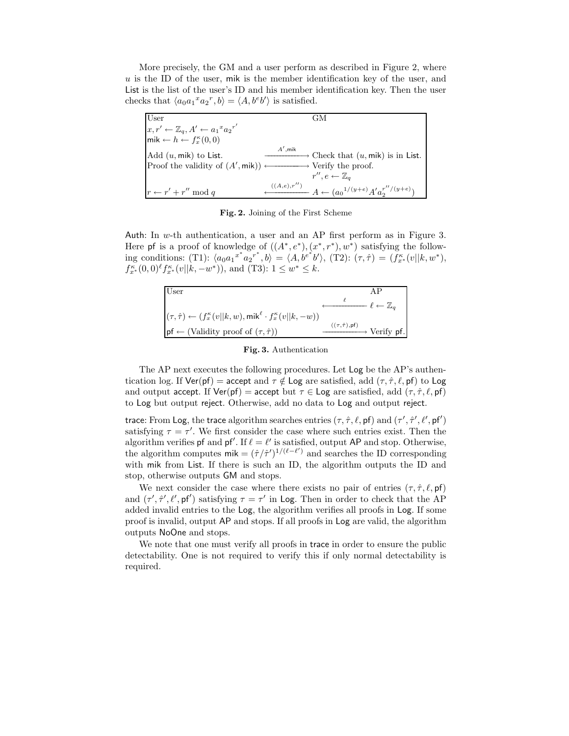More precisely, the GM and a user perform as described in Figure 2, where $u$ is the ID of the user, $\mathsf{mik}$ is the member identification key of the user, and $\mathsf{List}$ is the list of the user's ID and his member identification key. Then the user checks that $\langle a_0 {a_1}^x {a_2}^r, b\rangle = \langle A, b^e b'\rangle$ is satisfied.

| User | | GM |
|---|---|---|
| $x, r' \leftarrow \mathbb{Z}_q, A' \leftarrow {a_1}^x {a_2}^{r'}$ | | |
| $\mathsf{mik} \leftarrow h \leftarrow f_x^\kappa(0,0)$ | | |
| Add $(u, \mathsf{mik})$ to $\mathsf{List}$. | $\xrightarrow{A', \mathsf{mik}}$ | Check that $(u, \mathsf{mik})$ is in $\mathsf{List}$. |
| Proof the validity of $(A', \mathsf{mik})$ | $\longleftrightarrow$ | Verify the proof. |
| | | $r'', e \leftarrow \mathbb{Z}_q$ |
| $r \leftarrow r' + r'' \bmod q$ | $\xleftarrow{((A,e),r'')}$ | $A \leftarrow ({a_0}^{1/(y+e)} A' {a_2}^{r''/(y+e)})$ |

**Fig. 2.** Joining of the First Scheme

$\mathsf{Auth}$: In $w$-th authentication, a user and an AP first perform as in Figure 3. Here $\mathsf{pf}$ is a proof of knowledge of $((A^*, e^*), (x^*, r^*), w^*)$ satisfying the following conditions: (T1): $\langle a_0 {a_1}^{x^*} {a_2}^{r^*}, b\rangle = \langle A, b^{e^*} b'\rangle$, (T2): $(\tau, \hat{\tau}) = (f_{x^*}^\kappa(v||k, w^*),$ $f_{x^*}^\kappa(0,0)^\ell f_{x^*}^\kappa(v||k, -w^*))$, and (T3): $1 \le w^* \le k$.

| User | | AP |
|---|---|---|
| | $\xleftarrow{\ell}$ | $\ell \leftarrow \mathbb{Z}_q$ |
| $(\tau, \hat{\tau}) \leftarrow (f_x^\kappa(v\|\|k, w), \mathsf{mik}^\ell \cdot f_x^\kappa(v\|\|k, -w))$ | | |
| $\mathsf{pf} \leftarrow$ (Validity proof of $(\tau, \hat{\tau})$) | $\xrightarrow{((\tau,\hat{\tau}),\mathsf{pf})}$ | Verify $\mathsf{pf}$. |

**Fig. 3.** Authentication

The AP next executes the following procedures. Let $\mathsf{Log}$ be the AP's authentication log. If $\mathsf{Ver}(\mathsf{pf}) = \mathsf{accept}$ and $\tau \notin \mathsf{Log}$ are satisfied, add $(\tau, \hat{\tau}, \ell, \mathsf{pf})$ to $\mathsf{Log}$ and output $\mathsf{accept}$. If $\mathsf{Ver}(\mathsf{pf}) = \mathsf{accept}$ but $\tau \in \mathsf{Log}$ are satisfied, add $(\tau, \hat{\tau}, \ell, \mathsf{pf})$ to $\mathsf{Log}$ but output $\mathsf{reject}$. Otherwise, add no data to $\mathsf{Log}$ and output $\mathsf{reject}$.

$\mathsf{trace}$: From $\mathsf{Log}$, the $\mathsf{trace}$ algorithm searches entries $(\tau, \hat{\tau}, \ell, \mathsf{pf})$ and $(\tau', \hat{\tau}', \ell', \mathsf{pf}')$ satisfying $\tau = \tau'$. We first consider the case where such entries exist. Then the algorithm verifies $\mathsf{pf}$ and $\mathsf{pf}'$. If $\ell = \ell'$ is satisfied, output $\mathsf{AP}$ and stop. Otherwise, the algorithm computes $\mathsf{mik} = (\hat{\tau}/\hat{\tau}')^{1/(\ell-\ell')}$ and searches the ID corresponding with $\mathsf{mik}$ from $\mathsf{List}$. If there is such an ID, the algorithm outputs the ID and stop, otherwise outputs $\mathsf{GM}$ and stops.

We next consider the case where there exists no pair of entries $(\tau, \hat{\tau}, \ell, \mathsf{pf})$ and $(\tau', \hat{\tau}', \ell', \mathsf{pf}')$ satisfying $\tau = \tau'$ in $\mathsf{Log}$. Then in order to check that the AP added invalid entries to the $\mathsf{Log}$, the algorithm verifies all proofs in $\mathsf{Log}$. If some proof is invalid, output $\mathsf{AP}$ and stops. If all proofs in $\mathsf{Log}$ are valid, the algorithm outputs $\mathsf{NoOne}$ and stops.

We note that one must verify all proofs in $\mathsf{trace}$ in order to ensure the public detectability. One is not required to verify this if only normal detectability is required.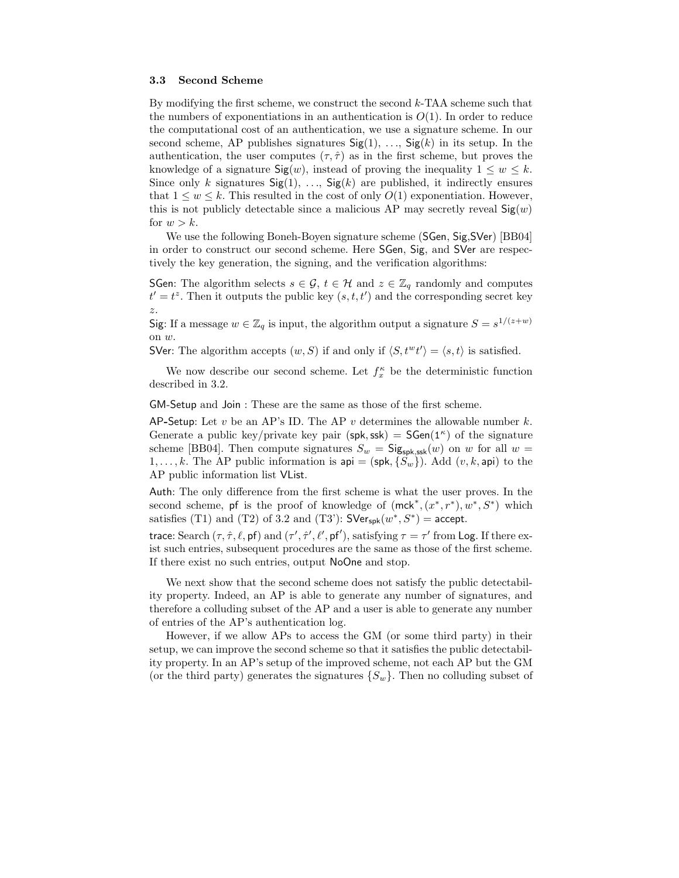### 3.3 Second Scheme

By modifying the first scheme, we construct the second $k$-TAA scheme such that the numbers of exponentiations in an authentication is $O(1)$. In order to reduce the computational cost of an authentication, we use a signature scheme. In our second scheme, AP publishes signatures $\mathsf{Sig}(1)$, ..., $\mathsf{Sig}(k)$ in its setup. In the authentication, the user computes $(\tau, \hat{\tau})$ as in the first scheme, but proves the knowledge of a signature $\mathsf{Sig}(w)$, instead of proving the inequality $1 \le w \le k$. Since only $k$ signatures $\mathsf{Sig}(1)$, ..., $\mathsf{Sig}(k)$ are published, it indirectly ensures that $1 \le w \le k$. This resulted in the cost of only $O(1)$ exponentiation. However, this is not publicly detectable since a malicious AP may secretly reveal $\mathsf{Sig}(w)$ for $w > k$.

We use the following Boneh-Boyen signature scheme ($\mathsf{SGen}$, $\mathsf{Sig}$,$\mathsf{SVer}$) [BB04] in order to construct our second scheme. Here $\mathsf{SGen}$, $\mathsf{Sig}$, and $\mathsf{SVer}$ are respectively the key generation, the signing, and the verification algorithms:

$\mathsf{SGen}$: The algorithm selects $s \in \mathcal{G}$, $t \in \mathcal{H}$ and $z \in \mathbb{Z}_q$ randomly and computes $t' = t^z$. Then it outputs the public key $(s, t, t')$ and the corresponding secret key $z$.

$\mathsf{Sig}$: If a message $w \in \mathbb{Z}_q$ is input, the algorithm output a signature $S = s^{1/(z+w)}$ on $w$.

$\mathsf{SVer}$: The algorithm accepts $(w, S)$ if and only if $\langle S, t^w t' \rangle = \langle s, t \rangle$ is satisfied.

We now describe our second scheme. Let $f_x^\kappa$ be the deterministic function described in 3.2.

$\mathsf{GM\text{-}Setup}$ and $\mathsf{Join}$ : These are the same as those of the first scheme.

$\mathsf{AP\text{-}Setup}$: Let $v$ be an AP's ID. The AP $v$ determines the allowable number $k$. Generate a public key/private key pair $(\mathsf{spk}, \mathsf{ssk}) = \mathsf{SGen}(1^\kappa)$ of the signature scheme [BB04]. Then compute signatures $S_w = \mathsf{Sig}_{\mathsf{spk},\mathsf{ssk}}(w)$ on $w$ for all $w = 1, \ldots, k$. The AP public information is $\mathsf{api} = (\mathsf{spk}, \{S_w\})$. Add $(v, k, \mathsf{api})$ to the AP public information list $\mathsf{VList}$.

$\mathsf{Auth}$: The only difference from the first scheme is what the user proves. In the second scheme, $\mathsf{pf}$ is the proof of knowledge of $(\mathsf{mck}^*, (x^*, r^*), w^*, S^*)$ which satisfies (T1) and (T2) of 3.2 and (T3'): $\mathsf{SVer}_{\mathsf{spk}}(w^*, S^*) = \mathsf{accept}$.

$\mathsf{trace}$: Search $(\tau, \hat{\tau}, \ell, \mathsf{pf})$ and $(\tau', \hat{\tau}', \ell', \mathsf{pf}')$, satisfying $\tau = \tau'$ from $\mathsf{Log}$. If there exist such entries, subsequent procedures are the same as those of the first scheme. If there exist no such entries, output $\mathsf{NoOne}$ and stop.

We next show that the second scheme does not satisfy the public detectability property. Indeed, an AP is able to generate any number of signatures, and therefore a colluding subset of the AP and a user is able to generate any number of entries of the AP's authentication log.

However, if we allow APs to access the GM (or some third party) in their setup, we can improve the second scheme so that it satisfies the public detectability property. In an AP's setup of the improved scheme, not each AP but the GM (or the third party) generates the signatures $\{S_w\}$. Then no colluding subset of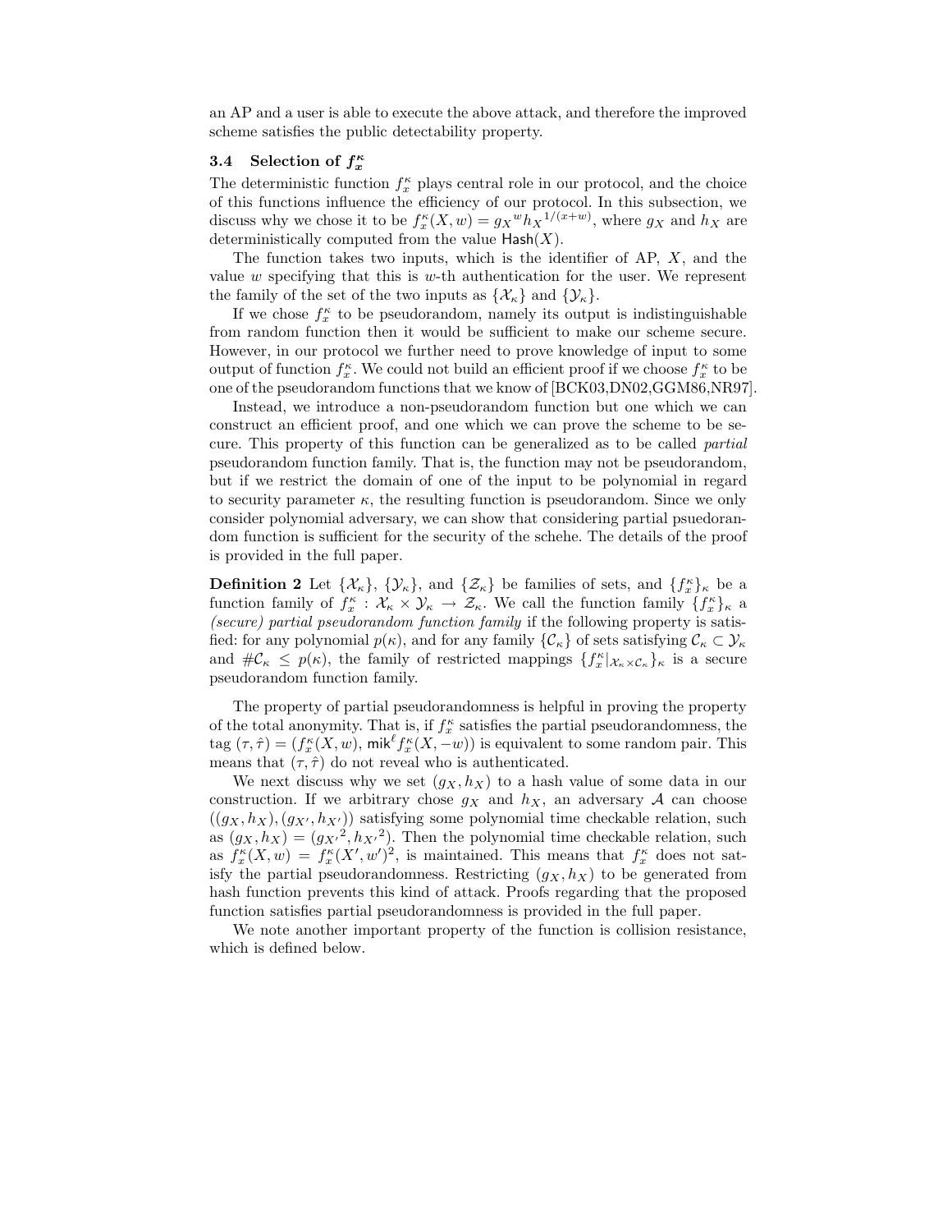an AP and a user is able to execute the above attack, and therefore the improved scheme satisfies the public detectability property.

### 3.4 Selection of $f_x^\kappa$

The deterministic function $f_x^\kappa$ plays central role in our protocol, and the choice of this functions influence the efficiency of our protocol. In this subsection, we discuss why we chose it to be $f_x^\kappa(X, w) = {g_X}^w {h_X}^{1/(x+w)}$, where $g_X$ and $h_X$ are deterministically computed from the value $\mathsf{Hash}(X)$.

The function takes two inputs, which is the identifier of AP, $X$, and the value $w$ specifying that this is $w$-th authentication for the user. We represent the family of the set of the two inputs as $\{\mathcal{X}_\kappa\}$ and $\{\mathcal{Y}_\kappa\}$.

If we chose $f_x^\kappa$ to be pseudorandom, namely its output is indistinguishable from random function then it would be sufficient to make our scheme secure. However, in our protocol we further need to prove knowledge of input to some output of function $f_x^\kappa$. We could not build an efficient proof if we choose $f_x^\kappa$ to be one of the pseudorandom functions that we know of [BCK03,DN02,GGM86,NR97].

Instead, we introduce a non-pseudorandom function but one which we can construct an efficient proof, and one which we can prove the scheme to be secure. This property of this function can be generalized as to be called *partial* pseudorandom function family. That is, the function may not be pseudorandom, but if we restrict the domain of one of the input to be polynomial in regard to security parameter $\kappa$, the resulting function is pseudorandom. Since we only consider polynomial adversary, we can show that considering partial psuedorandom function is sufficient for the security of the schehe. The details of the proof is provided in the full paper.

**Definition 2** Let $\{\mathcal{X}_\kappa\}$, $\{\mathcal{Y}_\kappa\}$, and $\{\mathcal{Z}_\kappa\}$ be families of sets, and $\{f_x^\kappa\}_\kappa$ be a function family of $f_x^\kappa : \mathcal{X}_\kappa \times \mathcal{Y}_\kappa \to \mathcal{Z}_\kappa$. We call the function family $\{f_x^\kappa\}_\kappa$ a *(secure) partial pseudorandom function family* if the following property is satisfied: for any polynomial $p(\kappa)$, and for any family $\{\mathcal{C}_\kappa\}$ of sets satisfying $\mathcal{C}_\kappa \subset \mathcal{Y}_\kappa$ and $\#\mathcal{C}_\kappa \leq p(\kappa)$, the family of restricted mappings $\{f_x^\kappa|_{\mathcal{X}_\kappa \times \mathcal{C}_\kappa}\}_\kappa$ is a secure pseudorandom function family.

The property of partial pseudorandomness is helpful in proving the property of the total anonymity. That is, if $f_x^\kappa$ satisfies the partial pseudorandomness, the tag $(\tau, \hat{\tau}) = (f_x^\kappa(X, w), \mathsf{mik}^\ell f_x^\kappa(X, -w))$ is equivalent to some random pair. This means that $(\tau, \hat{\tau})$ do not reveal who is authenticated.

We next discuss why we set $(g_X, h_X)$ to a hash value of some data in our construction. If we arbitrary chose $g_X$ and $h_X$, an adversary $\mathcal{A}$ can choose $((g_X, h_X), (g_{X'}, h_{X'}))$ satisfying some polynomial time checkable relation, such as $(g_X, h_X) = ({g_{X'}}^2, {h_{X'}}^2)$. Then the polynomial time checkable relation, such as $f_x^\kappa(X, w) = f_x^\kappa(X', w')^2$, is maintained. This means that $f_x^\kappa$ does not satisfy the partial pseudorandomness. Restricting $(g_X, h_X)$ to be generated from hash function prevents this kind of attack. Proofs regarding that the proposed function satisfies partial pseudorandomness is provided in the full paper.

We note another important property of the function is collision resistance, which is defined below.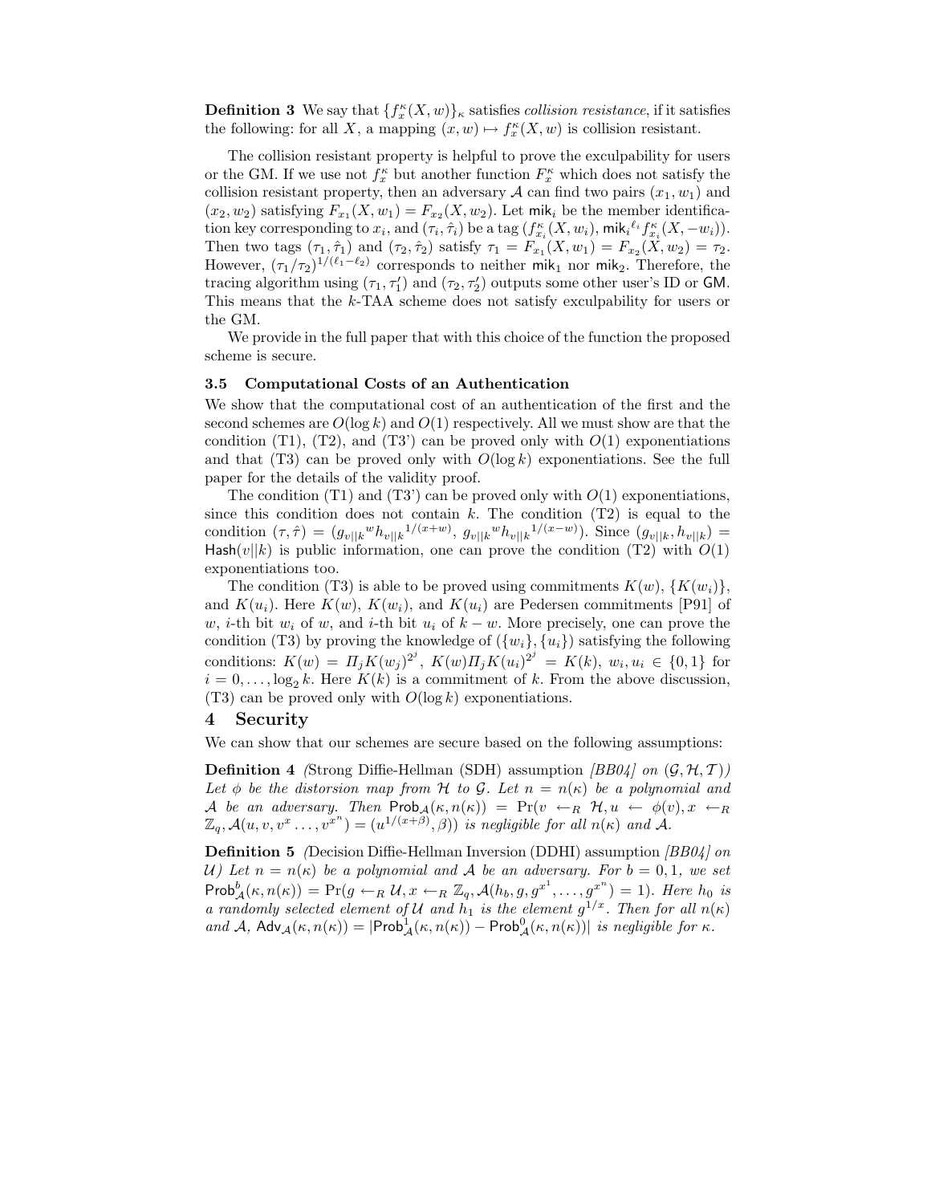**Definition 3** We say that $\{f_x^\kappa(X, w)\}_\kappa$ satisfies *collision resistance*, if it satisfies the following: for all $X$, a mapping $(x, w) \mapsto f_x^\kappa(X, w)$ is collision resistant.

The collision resistant property is helpful to prove the exculpability for users or the GM. If we use not $f_x^\kappa$ but another function $F_x^\kappa$ which does not satisfy the collision resistant property, then an adversary $\mathcal{A}$ can find two pairs $(x_1, w_1)$ and $(x_2, w_2)$ satisfying $F_{x_1}(X, w_1) = F_{x_2}(X, w_2)$. Let $\mathsf{mik}_i$ be the member identification key corresponding to $x_i$, and $(\tau_i, \hat{\tau}_i)$ be a tag $(f_{x_i}^\kappa(X, w_i), \mathsf{mik}_i{}^{\ell_i} f_{x_i}^\kappa(X, -w_i))$. Then two tags $(\tau_1, \hat{\tau}_1)$ and $(\tau_2, \hat{\tau}_2)$ satisfy $\tau_1 = F_{x_1}(X, w_1) = F_{x_2}(X, w_2) = \tau_2$. However, $(\tau_1/\tau_2)^{1/(\ell_1 - \ell_2)}$ corresponds to neither $\mathsf{mik}_1$ nor $\mathsf{mik}_2$. Therefore, the tracing algorithm using $(\tau_1, \tau_1')$ and $(\tau_2, \tau_2')$ outputs some other user's ID or $\mathsf{GM}$. This means that the $k$-TAA scheme does not satisfy exculpability for users or the GM.

We provide in the full paper that with this choice of the function the proposed scheme is secure.

### 3.5 Computational Costs of an Authentication

We show that the computational cost of an authentication of the first and the second schemes are $O(\log k)$ and $O(1)$ respectively. All we must show are that the condition (T1), (T2), and (T3') can be proved only with $O(1)$ exponentiations and that (T3) can be proved only with $O(\log k)$ exponentiations. See the full paper for the details of the validity proof.

The condition (T1) and (T3') can be proved only with $O(1)$ exponentiations, since this condition does not contain $k$. The condition (T2) is equal to the condition $(\tau, \hat{\tau}) = (g_{v||k}{}^w h_{v||k}{}^{1/(x+w)},\ g_{v||k}{}^w h_{v||k}{}^{1/(x-w)})$. Since $(g_{v||k}, h_{v||k}) = \mathsf{Hash}(v||k)$ is public information, one can prove the condition (T2) with $O(1)$ exponentiations too.

The condition (T3) is able to be proved using commitments $K(w)$, $\{K(w_i)\}$, and $K(u_i)$. Here $K(w)$, $K(w_i)$, and $K(u_i)$ are Pedersen commitments [P91] of $w$, $i$-th bit $w_i$ of $w$, and $i$-th bit $u_i$ of $k - w$. More precisely, one can prove the condition (T3) by proving the knowledge of $(\{w_i\}, \{u_i\})$ satisfying the following conditions: $K(w) = \Pi_j K(w_j)^{2^j}$, $K(w) \Pi_j K(u_i)^{2^j} = K(k)$, $w_i, u_i \in \{0, 1\}$ for $i = 0, \ldots, \log_2 k$. Here $K(k)$ is a commitment of $k$. From the above discussion, (T3) can be proved only with $O(\log k)$ exponentiations.

## 4 Security

We can show that our schemes are secure based on the following assumptions:

**Definition 4** *(Strong Diffie-Hellman (SDH) assumption [BB04] on $(\mathcal{G}, \mathcal{H}, \mathcal{T})$) Let $\phi$ be the distorsion map from $\mathcal{H}$ to $\mathcal{G}$. Let $n = n(\kappa)$ be a polynomial and $\mathcal{A}$ be an adversary. Then $\mathsf{Prob}_{\mathcal{A}}(\kappa, n(\kappa)) = \Pr(v \leftarrow_R \mathcal{H}, u \leftarrow \phi(v), x \leftarrow_R \mathbb{Z}_q, \mathcal{A}(u, v, v^x \ldots, v^{x^n}) = (u^{1/(x+\beta)}, \beta))$ is negligible for all $n(\kappa)$ and $\mathcal{A}$.*

**Definition 5** *(Decision Diffie-Hellman Inversion (DDHI) assumption [BB04] on $\mathcal{U}$) Let $n = n(\kappa)$ be a polynomial and $\mathcal{A}$ be an adversary. For $b = 0, 1$, we set $\mathsf{Prob}_{\mathcal{A}}^b(\kappa, n(\kappa)) = \Pr(g \leftarrow_R \mathcal{U}, x \leftarrow_R \mathbb{Z}_q, \mathcal{A}(h_b, g, g^{x^1}, \ldots, g^{x^n}) = 1)$. Here $h_0$ is a randomly selected element of $\mathcal{U}$ and $h_1$ is the element $g^{1/x}$. Then for all $n(\kappa)$ and $\mathcal{A}$, $\mathsf{Adv}_{\mathcal{A}}(\kappa, n(\kappa)) = |\mathsf{Prob}_{\mathcal{A}}^1(\kappa, n(\kappa)) - \mathsf{Prob}_{\mathcal{A}}^0(\kappa, n(\kappa))|$ is negligible for $\kappa$.*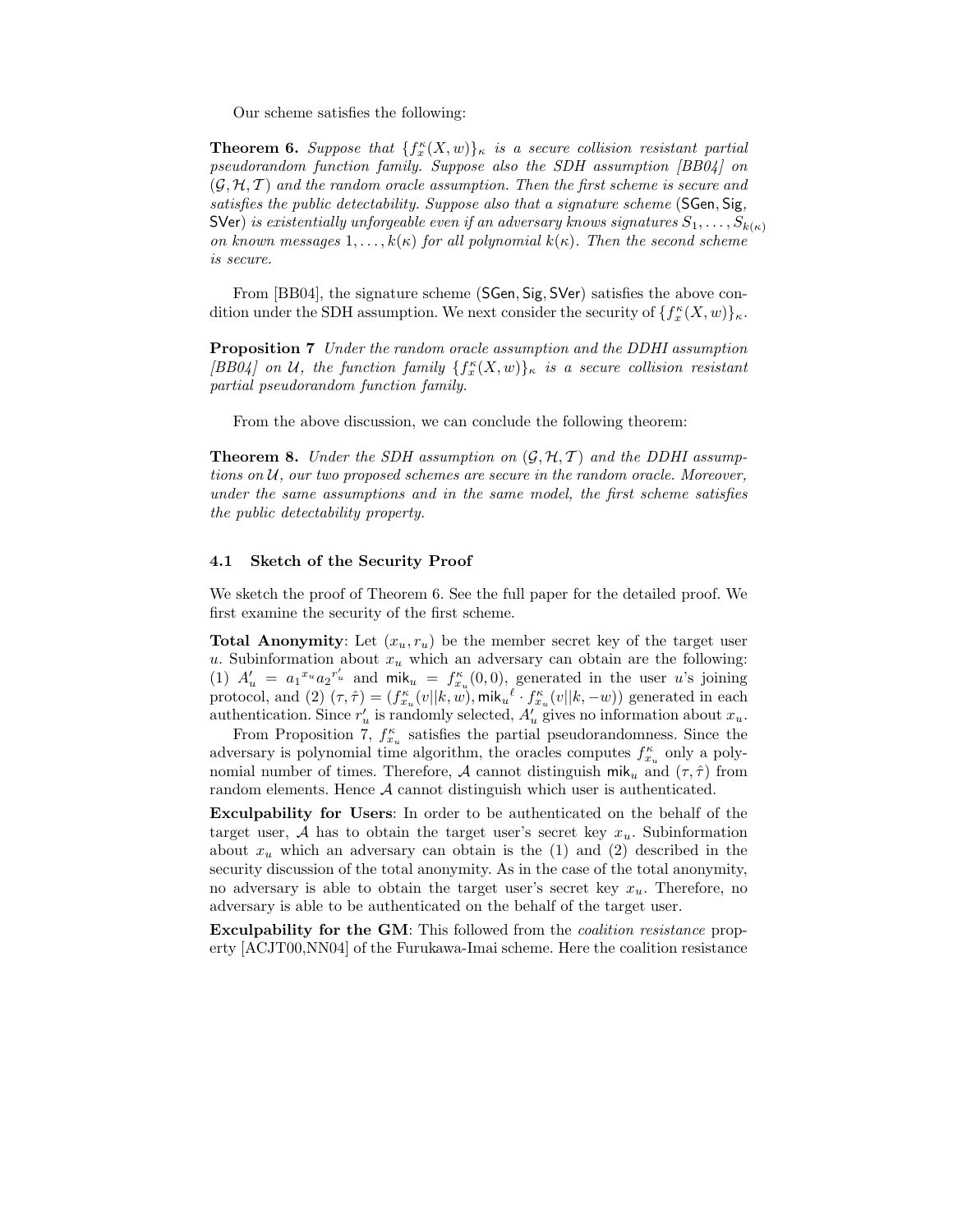Our scheme satisfies the following:

**Theorem 6.** *Suppose that $\{f_x^\kappa(X,w)\}_\kappa$ is a secure collision resistant partial pseudorandom function family. Suppose also the SDH assumption [BB04] on $(\mathcal{G},\mathcal{H},\mathcal{T})$ and the random oracle assumption. Then the first scheme is secure and satisfies the public detectability. Suppose also that a signature scheme* (SGen, Sig, SVer) *is existentially unforgeable even if an adversary knows signatures $S_1,\ldots,S_{k(\kappa)}$ on known messages $1,\ldots,k(\kappa)$ for all polynomial $k(\kappa)$. Then the second scheme is secure.*

From [BB04], the signature scheme (SGen, Sig, SVer) satisfies the above condition under the SDH assumption. We next consider the security of $\{f_x^\kappa(X,w)\}_\kappa$.

**Proposition 7** *Under the random oracle assumption and the DDHI assumption [BB04] on $\mathcal{U}$, the function family $\{f_x^\kappa(X,w)\}_\kappa$ is a secure collision resistant partial pseudorandom function family.*

From the above discussion, we can conclude the following theorem:

**Theorem 8.** *Under the SDH assumption on $(\mathcal{G},\mathcal{H},\mathcal{T})$ and the DDHI assumptions on $\mathcal{U}$, our two proposed schemes are secure in the random oracle. Moreover, under the same assumptions and in the same model, the first scheme satisfies the public detectability property.*

### 4.1 Sketch of the Security Proof

We sketch the proof of Theorem 6. See the full paper for the detailed proof. We first examine the security of the first scheme.

**Total Anonymity**: Let $(x_u, r_u)$ be the member secret key of the target user $u$. Subinformation about $x_u$ which an adversary can obtain are the following: (1) $A'_u = {a_1}^{x_u}{a_2}^{r'_u}$ and $\mathsf{mik}_u = f^\kappa_{x_u}(0,0)$, generated in the user $u$'s joining protocol, and (2) $(\tau,\hat{\tau}) = (f^\kappa_{x_u}(v||k,w), {\mathsf{mik}_u}^{\ell}\cdot f^\kappa_{x_u}(v||k,-w))$ generated in each authentication. Since $r'_u$ is randomly selected, $A'_u$ gives no information about $x_u$.

From Proposition 7, $f^\kappa_{x_u}$ satisfies the partial pseudorandomness. Since the adversary is polynomial time algorithm, the oracles computes $f^\kappa_{x_u}$ only a polynomial number of times. Therefore, $\mathcal{A}$ cannot distinguish $\mathsf{mik}_u$ and $(\tau,\hat{\tau})$ from random elements. Hence $\mathcal{A}$ cannot distinguish which user is authenticated.

**Exculpability for Users**: In order to be authenticated on the behalf of the target user, $\mathcal{A}$ has to obtain the target user's secret key $x_u$. Subinformation about $x_u$ which an adversary can obtain is the (1) and (2) described in the security discussion of the total anonymity. As in the case of the total anonymity, no adversary is able to obtain the target user's secret key $x_u$. Therefore, no adversary is able to be authenticated on the behalf of the target user.

**Exculpability for the GM**: This followed from the *coalition resistance* property [ACJT00,NN04] of the Furukawa-Imai scheme. Here the coalition resistance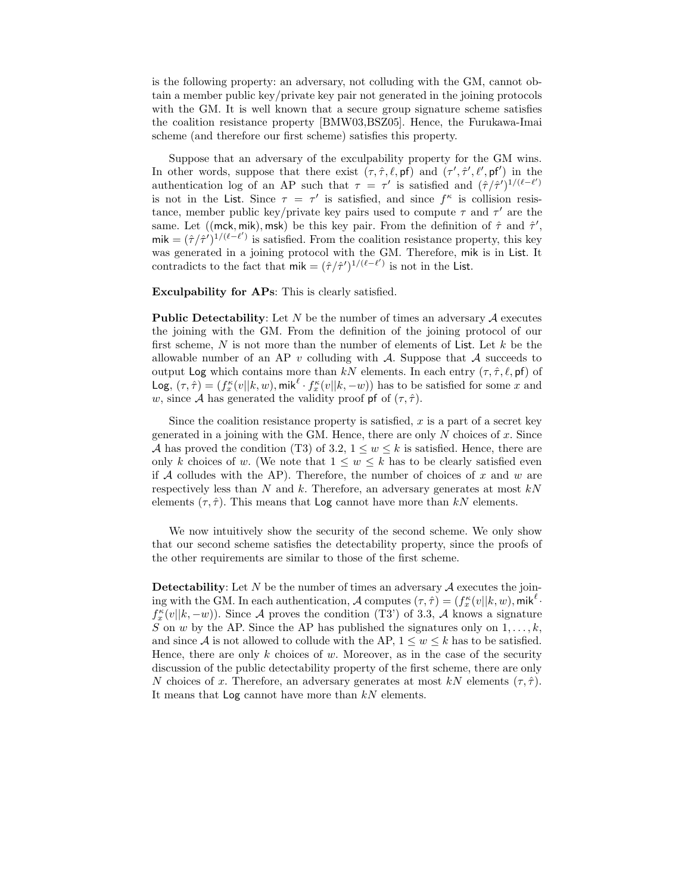is the following property: an adversary, not colluding with the GM, cannot obtain a member public key/private key pair not generated in the joining protocols with the GM. It is well known that a secure group signature scheme satisfies the coalition resistance property [BMW03,BSZ05]. Hence, the Furukawa-Imai scheme (and therefore our first scheme) satisfies this property.

Suppose that an adversary of the exculpability property for the GM wins. In other words, suppose that there exist $(\tau, \hat{\tau}, \ell, \mathsf{pf})$ and $(\tau', \hat{\tau}', \ell', \mathsf{pf}')$ in the authentication log of an AP such that $\tau = \tau'$ is satisfied and $(\hat{\tau}/\hat{\tau}')^{1/(\ell-\ell')}$ is not in the $\mathsf{List}$. Since $\tau = \tau'$ is satisfied, and since $f^{\kappa}$ is collision resistance, member public key/private key pairs used to compute $\tau$ and $\tau'$ are the same. Let $((\mathsf{mck}, \mathsf{mik}), \mathsf{msk})$ be this key pair. From the definition of $\hat{\tau}$ and $\hat{\tau}'$, $\mathsf{mik} = (\hat{\tau}/\hat{\tau}')^{1/(\ell-\ell')}$ is satisfied. From the coalition resistance property, this key was generated in a joining protocol with the GM. Therefore, $\mathsf{mik}$ is in $\mathsf{List}$. It contradicts to the fact that $\mathsf{mik} = (\hat{\tau}/\hat{\tau}')^{1/(\ell-\ell')}$ is not in the $\mathsf{List}$.

**Exculpability for APs**: This is clearly satisfied.

**Public Detectability**: Let $N$ be the number of times an adversary $\mathcal{A}$ executes the joining with the GM. From the definition of the joining protocol of our first scheme, $N$ is not more than the number of elements of $\mathsf{List}$. Let $k$ be the allowable number of an AP $v$ colluding with $\mathcal{A}$. Suppose that $\mathcal{A}$ succeeds to output $\mathsf{Log}$ which contains more than $kN$ elements. In each entry $(\tau, \hat{\tau}, \ell, \mathsf{pf})$ of $\mathsf{Log}$, $(\tau, \hat{\tau}) = (f_x^{\kappa}(v||k, w), \mathsf{mik}^{\ell} \cdot f_x^{\kappa}(v||k, -w))$ has to be satisfied for some $x$ and $w$, since $\mathcal{A}$ has generated the validity proof $\mathsf{pf}$ of $(\tau, \hat{\tau})$.

Since the coalition resistance property is satisfied, $x$ is a part of a secret key generated in a joining with the GM. Hence, there are only $N$ choices of $x$. Since $\mathcal{A}$ has proved the condition (T3) of 3.2, $1 \leq w \leq k$ is satisfied. Hence, there are only $k$ choices of $w$. (We note that $1 \leq w \leq k$ has to be clearly satisfied even if $\mathcal{A}$ colludes with the AP). Therefore, the number of choices of $x$ and $w$ are respectively less than $N$ and $k$. Therefore, an adversary generates at most $kN$ elements $(\tau, \hat{\tau})$. This means that $\mathsf{Log}$ cannot have more than $kN$ elements.

We now intuitively show the security of the second scheme. We only show that our second scheme satisfies the detectability property, since the proofs of the other requirements are similar to those of the first scheme.

**Detectability**: Let $N$ be the number of times an adversary $\mathcal{A}$ executes the joining with the GM. In each authentication, $\mathcal{A}$ computes $(\tau, \hat{\tau}) = (f_x^{\kappa}(v||k, w), \mathsf{mik}^{\ell} \cdot f_x^{\kappa}(v||k, -w))$. Since $\mathcal{A}$ proves the condition (T3') of 3.3, $\mathcal{A}$ knows a signature $S$ on $w$ by the AP. Since the AP has published the signatures only on $1, \ldots, k$, and since $\mathcal{A}$ is not allowed to collude with the AP, $1 \leq w \leq k$ has to be satisfied. Hence, there are only $k$ choices of $w$. Moreover, as in the case of the security discussion of the public detectability property of the first scheme, there are only $N$ choices of $x$. Therefore, an adversary generates at most $kN$ elements $(\tau, \hat{\tau})$. It means that $\mathsf{Log}$ cannot have more than $kN$ elements.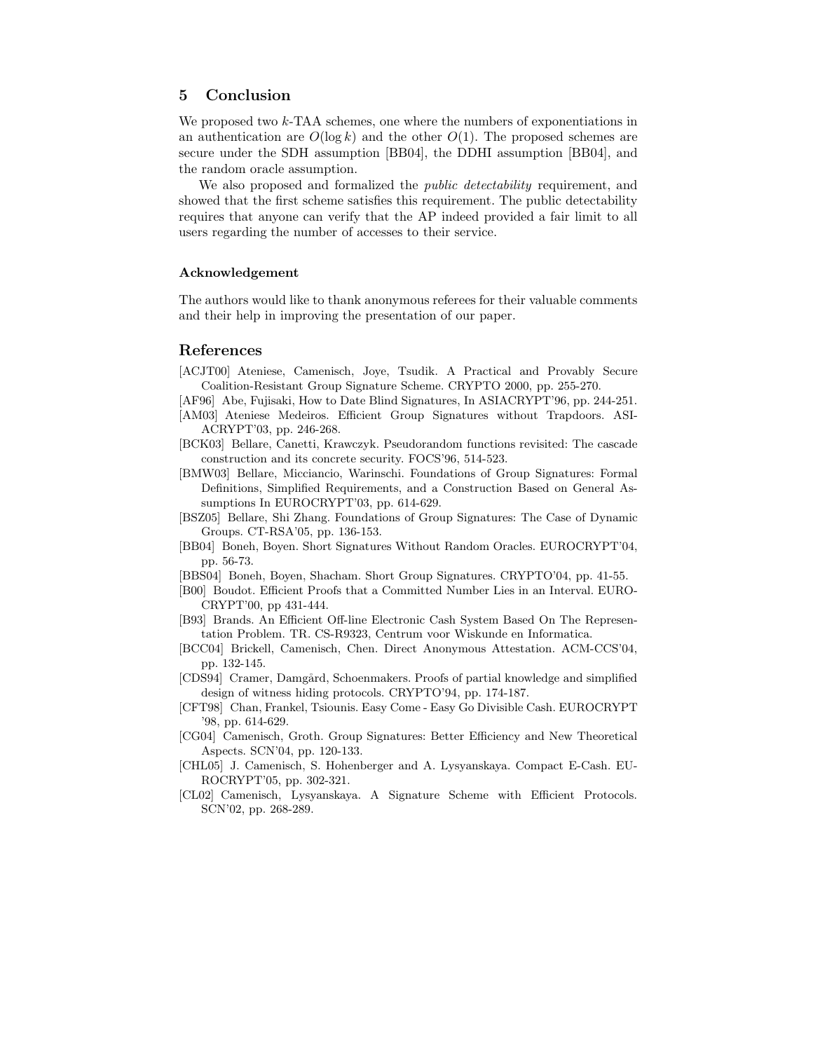## 5 Conclusion

We proposed two $k$-TAA schemes, one where the numbers of exponentiations in an authentication are $O(\log k)$ and the other $O(1)$. The proposed schemes are secure under the SDH assumption [BB04], the DDHI assumption [BB04], and the random oracle assumption.

We also proposed and formalized the *public detectability* requirement, and showed that the first scheme satisfies this requirement. The public detectability requires that anyone can verify that the AP indeed provided a fair limit to all users regarding the number of accesses to their service.

### Acknowledgement

The authors would like to thank anonymous referees for their valuable comments and their help in improving the presentation of our paper.

## References

[ACJT00] Ateniese, Camenisch, Joye, Tsudik. A Practical and Provably Secure Coalition-Resistant Group Signature Scheme. CRYPTO 2000, pp. 255-270.

[AF96] Abe, Fujisaki, How to Date Blind Signatures, In ASIACRYPT'96, pp. 244-251.

[AM03] Ateniese Medeiros. Efficient Group Signatures without Trapdoors. ASIACRYPT'03, pp. 246-268.

[BCK03] Bellare, Canetti, Krawczyk. Pseudorandom functions revisited: The cascade construction and its concrete security. FOCS'96, 514-523.

[BMW03] Bellare, Micciancio, Warinschi. Foundations of Group Signatures: Formal Definitions, Simplified Requirements, and a Construction Based on General Assumptions In EUROCRYPT'03, pp. 614-629.

[BSZ05] Bellare, Shi Zhang. Foundations of Group Signatures: The Case of Dynamic Groups. CT-RSA'05, pp. 136-153.

[BB04] Boneh, Boyen. Short Signatures Without Random Oracles. EUROCRYPT'04, pp. 56-73.

[BBS04] Boneh, Boyen, Shacham. Short Group Signatures. CRYPTO'04, pp. 41-55.

[B00] Boudot. Efficient Proofs that a Committed Number Lies in an Interval. EUROCRYPT'00, pp 431-444.

[B93] Brands. An Efficient Off-line Electronic Cash System Based On The Representation Problem. TR. CS-R9323, Centrum voor Wiskunde en Informatica.

[BCC04] Brickell, Camenisch, Chen. Direct Anonymous Attestation. ACM-CCS'04, pp. 132-145.

[CDS94] Cramer, Damgård, Schoenmakers. Proofs of partial knowledge and simplified design of witness hiding protocols. CRYPTO'94, pp. 174-187.

[CFT98] Chan, Frankel, Tsiounis. Easy Come - Easy Go Divisible Cash. EUROCRYPT '98, pp. 614-629.

[CG04] Camenisch, Groth. Group Signatures: Better Efficiency and New Theoretical Aspects. SCN'04, pp. 120-133.

[CHL05] J. Camenisch, S. Hohenberger and A. Lysyanskaya. Compact E-Cash. EUROCRYPT'05, pp. 302-321.

[CL02] Camenisch, Lysyanskaya. A Signature Scheme with Efficient Protocols. SCN'02, pp. 268-289.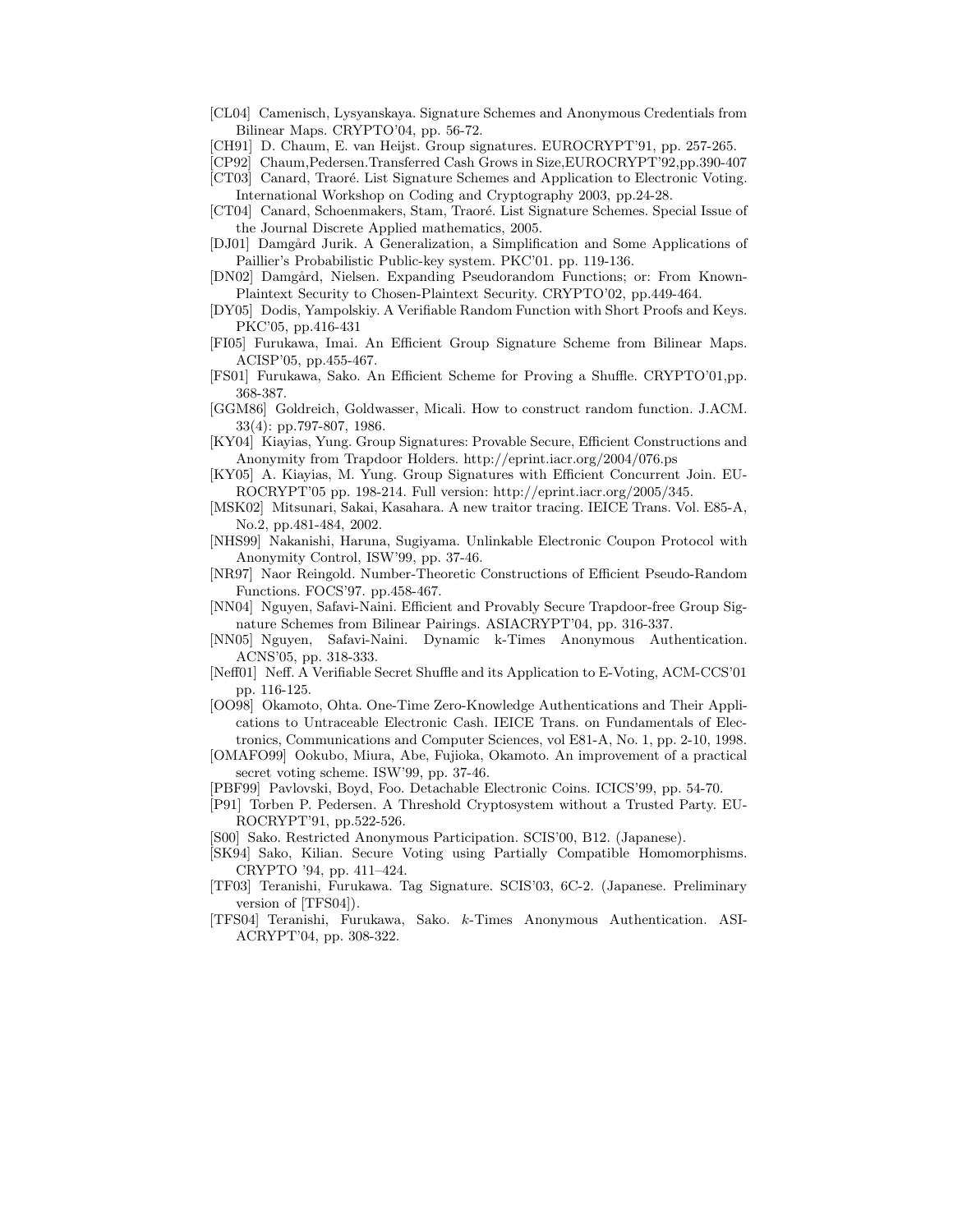[CL04] Camenisch, Lysyanskaya. Signature Schemes and Anonymous Credentials from Bilinear Maps. CRYPTO'04, pp. 56-72.

[CH91] D. Chaum, E. van Heijst. Group signatures. EUROCRYPT'91, pp. 257-265.

[CP92] Chaum,Pedersen.Transferred Cash Grows in Size,EUROCRYPT'92,pp.390-407

[CT03] Canard, Traoré. List Signature Schemes and Application to Electronic Voting. International Workshop on Coding and Cryptography 2003, pp.24-28.

[CT04] Canard, Schoenmakers, Stam, Traoré. List Signature Schemes. Special Issue of the Journal Discrete Applied mathematics, 2005.

[DJ01] Damgård Jurik. A Generalization, a Simplification and Some Applications of Paillier's Probabilistic Public-key system. PKC'01. pp. 119-136.

[DN02] Damgård, Nielsen. Expanding Pseudorandom Functions; or: From Known-Plaintext Security to Chosen-Plaintext Security. CRYPTO'02, pp.449-464.

[DY05] Dodis, Yampolskiy. A Verifiable Random Function with Short Proofs and Keys. PKC'05, pp.416-431

[FI05] Furukawa, Imai. An Efficient Group Signature Scheme from Bilinear Maps. ACISP'05, pp.455-467.

[FS01] Furukawa, Sako. An Efficient Scheme for Proving a Shuffle. CRYPTO'01,pp. 368-387.

[GGM86] Goldreich, Goldwasser, Micali. How to construct random function. J.ACM. 33(4): pp.797-807, 1986.

[KY04] Kiayias, Yung. Group Signatures: Provable Secure, Efficient Constructions and Anonymity from Trapdoor Holders. http://eprint.iacr.org/2004/076.ps

[KY05] A. Kiayias, M. Yung. Group Signatures with Efficient Concurrent Join. EUROCRYPT'05 pp. 198-214. Full version: http://eprint.iacr.org/2005/345.

[MSK02] Mitsunari, Sakai, Kasahara. A new traitor tracing. IEICE Trans. Vol. E85-A, No.2, pp.481-484, 2002.

[NHS99] Nakanishi, Haruna, Sugiyama. Unlinkable Electronic Coupon Protocol with Anonymity Control, ISW'99, pp. 37-46.

[NR97] Naor Reingold. Number-Theoretic Constructions of Efficient Pseudo-Random Functions. FOCS'97. pp.458-467.

[NN04] Nguyen, Safavi-Naini. Efficient and Provably Secure Trapdoor-free Group Signature Schemes from Bilinear Pairings. ASIACRYPT'04, pp. 316-337.

[NN05] Nguyen, Safavi-Naini. Dynamic k-Times Anonymous Authentication. ACNS'05, pp. 318-333.

[Neff01] Neff. A Verifiable Secret Shuffle and its Application to E-Voting, ACM-CCS'01 pp. 116-125.

[OO98] Okamoto, Ohta. One-Time Zero-Knowledge Authentications and Their Applications to Untraceable Electronic Cash. IEICE Trans. on Fundamentals of Electronics, Communications and Computer Sciences, vol E81-A, No. 1, pp. 2-10, 1998.

[OMAFO99] Ookubo, Miura, Abe, Fujioka, Okamoto. An improvement of a practical secret voting scheme. ISW'99, pp. 37-46.

[PBF99] Pavlovski, Boyd, Foo. Detachable Electronic Coins. ICICS'99, pp. 54-70.

[P91] Torben P. Pedersen. A Threshold Cryptosystem without a Trusted Party. EUROCRYPT'91, pp.522-526.

[S00] Sako. Restricted Anonymous Participation. SCIS'00, B12. (Japanese).

[SK94] Sako, Kilian. Secure Voting using Partially Compatible Homomorphisms. CRYPTO '94, pp. 411–424.

[TF03] Teranishi, Furukawa. Tag Signature. SCIS'03, 6C-2. (Japanese. Preliminary version of [TFS04]).

[TFS04] Teranishi, Furukawa, Sako. *k*-Times Anonymous Authentication. ASIACRYPT'04, pp. 308-322.